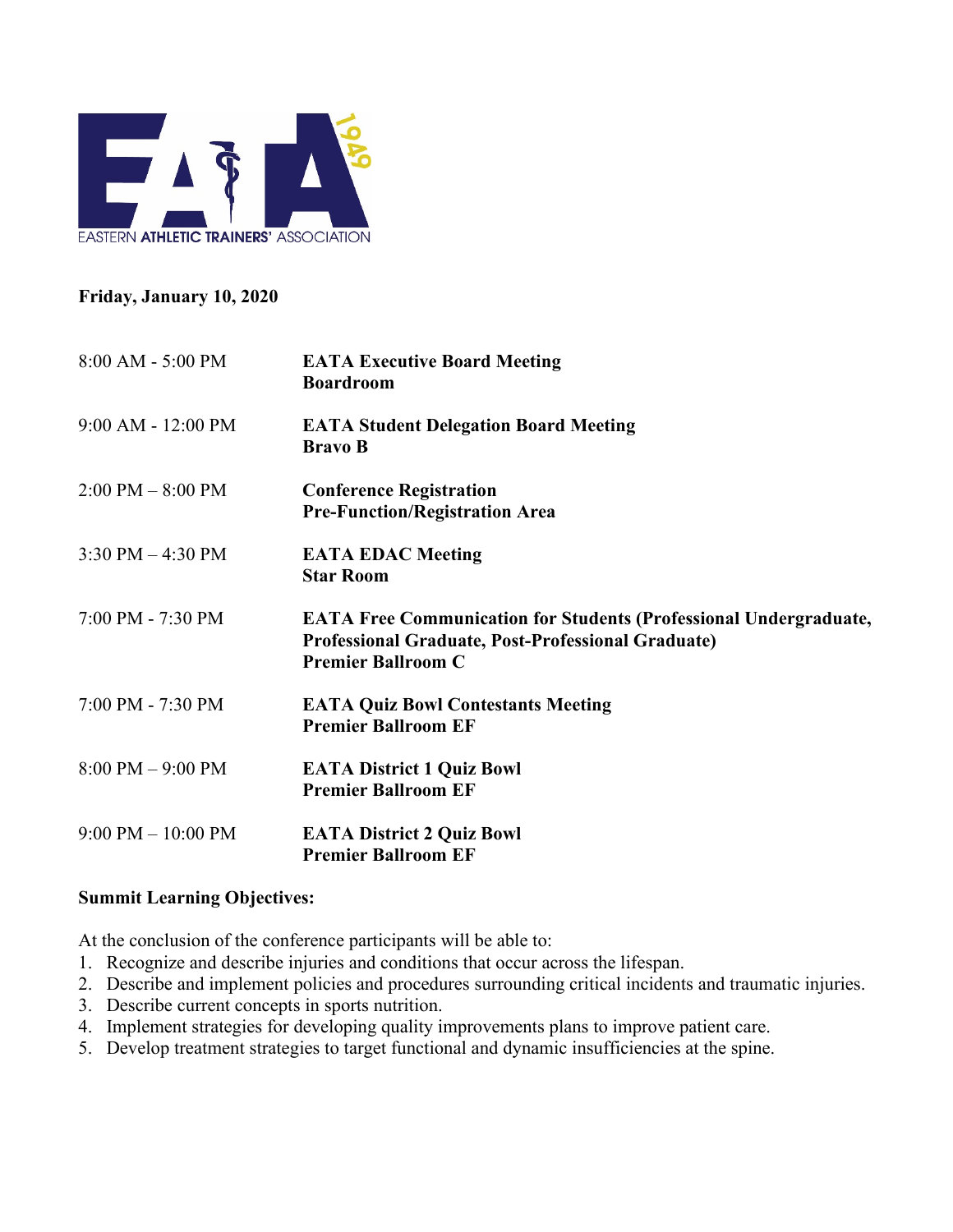EASTERN ATHLETIC TRAINERS' ASSOCIATION

**Friday, January 10, 2020**

| | |
|---|---|
| 8:00 AM - 5:00 PM | **EATA Executive Board Meeting**<br>**Boardroom** |
| 9:00 AM - 12:00 PM | **EATA Student Delegation Board Meeting**<br>**Bravo B** |
| 2:00 PM – 8:00 PM | **Conference Registration**<br>**Pre-Function/Registration Area** |
| 3:30 PM – 4:30 PM | **EATA EDAC Meeting**<br>**Star Room** |
| 7:00 PM - 7:30 PM | **EATA Free Communication for Students (Professional Undergraduate, Professional Graduate, Post-Professional Graduate)**<br>**Premier Ballroom C** |
| 7:00 PM - 7:30 PM | **EATA Quiz Bowl Contestants Meeting**<br>**Premier Ballroom EF** |
| 8:00 PM – 9:00 PM | **EATA District 1 Quiz Bowl**<br>**Premier Ballroom EF** |
| 9:00 PM – 10:00 PM | **EATA District 2 Quiz Bowl**<br>**Premier Ballroom EF** |

**Summit Learning Objectives:**

At the conclusion of the conference participants will be able to:

1. Recognize and describe injuries and conditions that occur across the lifespan.
2. Describe and implement policies and procedures surrounding critical incidents and traumatic injuries.
3. Describe current concepts in sports nutrition.
4. Implement strategies for developing quality improvements plans to improve patient care.
5. Develop treatment strategies to target functional and dynamic insufficiencies at the spine.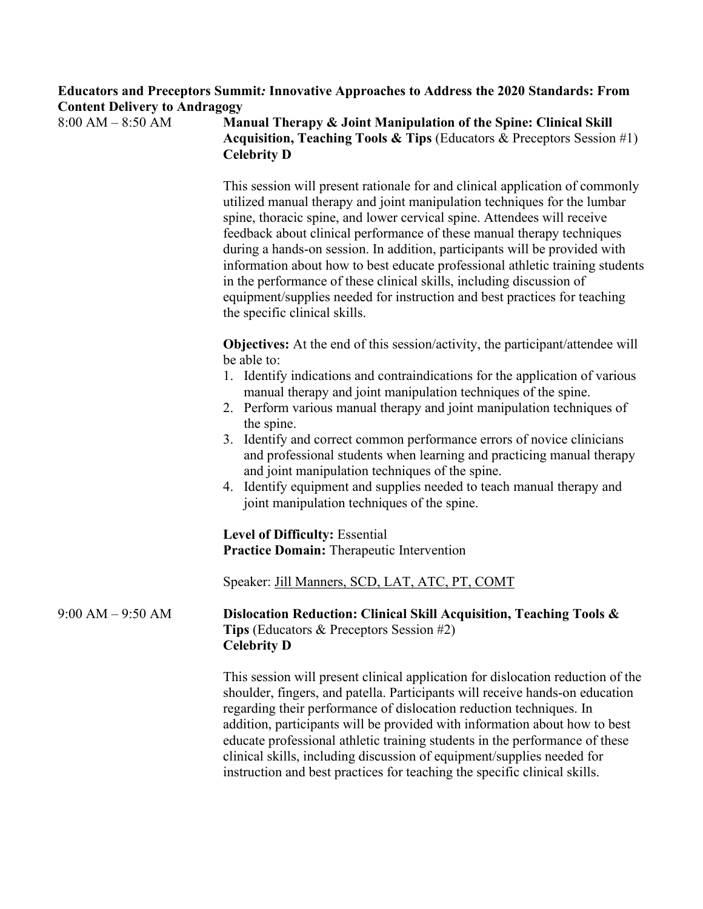**Educators and Preceptors Summit*: Innovative Approaches to Address the 2020 Standards: From Content Delivery to Andragogy***

8:00 AM – 8:50 AM

**Manual Therapy & Joint Manipulation of the Spine: Clinical Skill Acquisition, Teaching Tools & Tips** (Educators & Preceptors Session #1)
**Celebrity D**

This session will present rationale for and clinical application of commonly utilized manual therapy and joint manipulation techniques for the lumbar spine, thoracic spine, and lower cervical spine. Attendees will receive feedback about clinical performance of these manual therapy techniques during a hands-on session. In addition, participants will be provided with information about how to best educate professional athletic training students in the performance of these clinical skills, including discussion of equipment/supplies needed for instruction and best practices for teaching the specific clinical skills.

**Objectives:** At the end of this session/activity, the participant/attendee will be able to:

1. Identify indications and contraindications for the application of various manual therapy and joint manipulation techniques of the spine.
2. Perform various manual therapy and joint manipulation techniques of the spine.
3. Identify and correct common performance errors of novice clinicians and professional students when learning and practicing manual therapy and joint manipulation techniques of the spine.
4. Identify equipment and supplies needed to teach manual therapy and joint manipulation techniques of the spine.

**Level of Difficulty:** Essential
**Practice Domain:** Therapeutic Intervention

Speaker: Jill Manners, SCD, LAT, ATC, PT, COMT

9:00 AM – 9:50 AM

**Dislocation Reduction: Clinical Skill Acquisition, Teaching Tools & Tips** (Educators & Preceptors Session #2)
**Celebrity D**

This session will present clinical application for dislocation reduction of the shoulder, fingers, and patella. Participants will receive hands-on education regarding their performance of dislocation reduction techniques. In addition, participants will be provided with information about how to best educate professional athletic training students in the performance of these clinical skills, including discussion of equipment/supplies needed for instruction and best practices for teaching the specific clinical skills.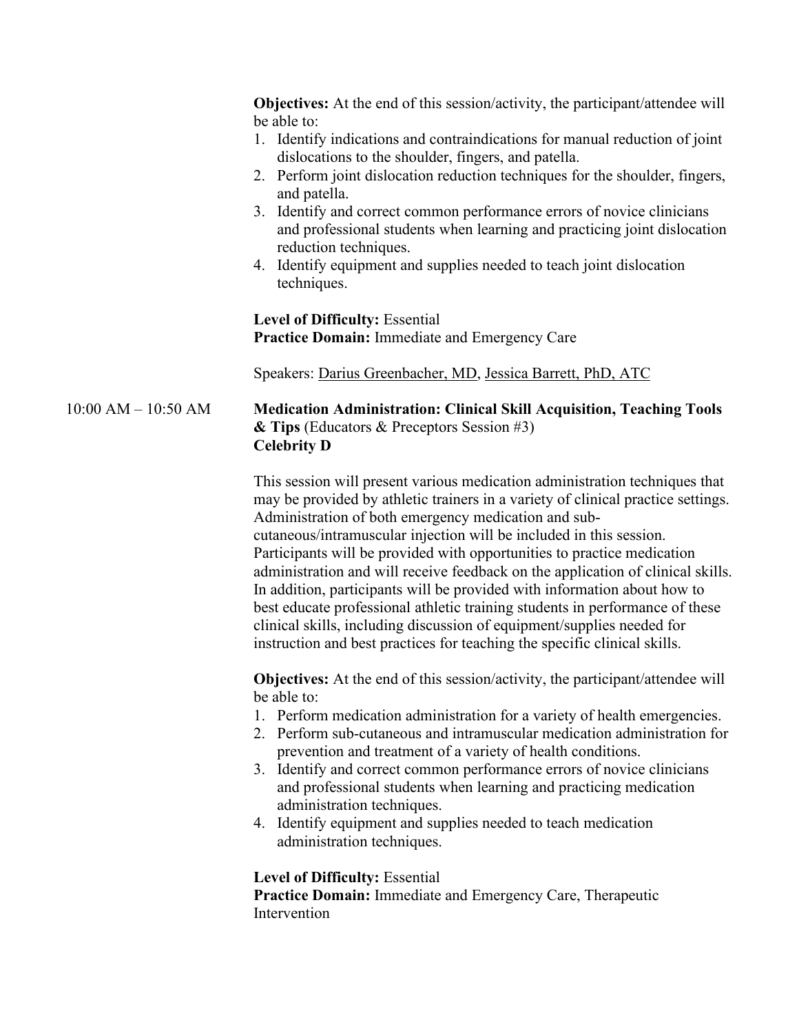**Objectives:** At the end of this session/activity, the participant/attendee will be able to:

1. Identify indications and contraindications for manual reduction of joint dislocations to the shoulder, fingers, and patella.
2. Perform joint dislocation reduction techniques for the shoulder, fingers, and patella.
3. Identify and correct common performance errors of novice clinicians and professional students when learning and practicing joint dislocation reduction techniques.
4. Identify equipment and supplies needed to teach joint dislocation techniques.

**Level of Difficulty:** Essential
**Practice Domain:** Immediate and Emergency Care

Speakers: Darius Greenbacher, MD, Jessica Barrett, PhD, ATC

10:00 AM – 10:50 AM

**Medication Administration: Clinical Skill Acquisition, Teaching Tools & Tips** (Educators & Preceptors Session #3)
**Celebrity D**

This session will present various medication administration techniques that may be provided by athletic trainers in a variety of clinical practice settings. Administration of both emergency medication and sub-cutaneous/intramuscular injection will be included in this session. Participants will be provided with opportunities to practice medication administration and will receive feedback on the application of clinical skills. In addition, participants will be provided with information about how to best educate professional athletic training students in performance of these clinical skills, including discussion of equipment/supplies needed for instruction and best practices for teaching the specific clinical skills.

**Objectives:** At the end of this session/activity, the participant/attendee will be able to:

1. Perform medication administration for a variety of health emergencies.
2. Perform sub-cutaneous and intramuscular medication administration for prevention and treatment of a variety of health conditions.
3. Identify and correct common performance errors of novice clinicians and professional students when learning and practicing medication administration techniques.
4. Identify equipment and supplies needed to teach medication administration techniques.

**Level of Difficulty:** Essential
**Practice Domain:** Immediate and Emergency Care, Therapeutic Intervention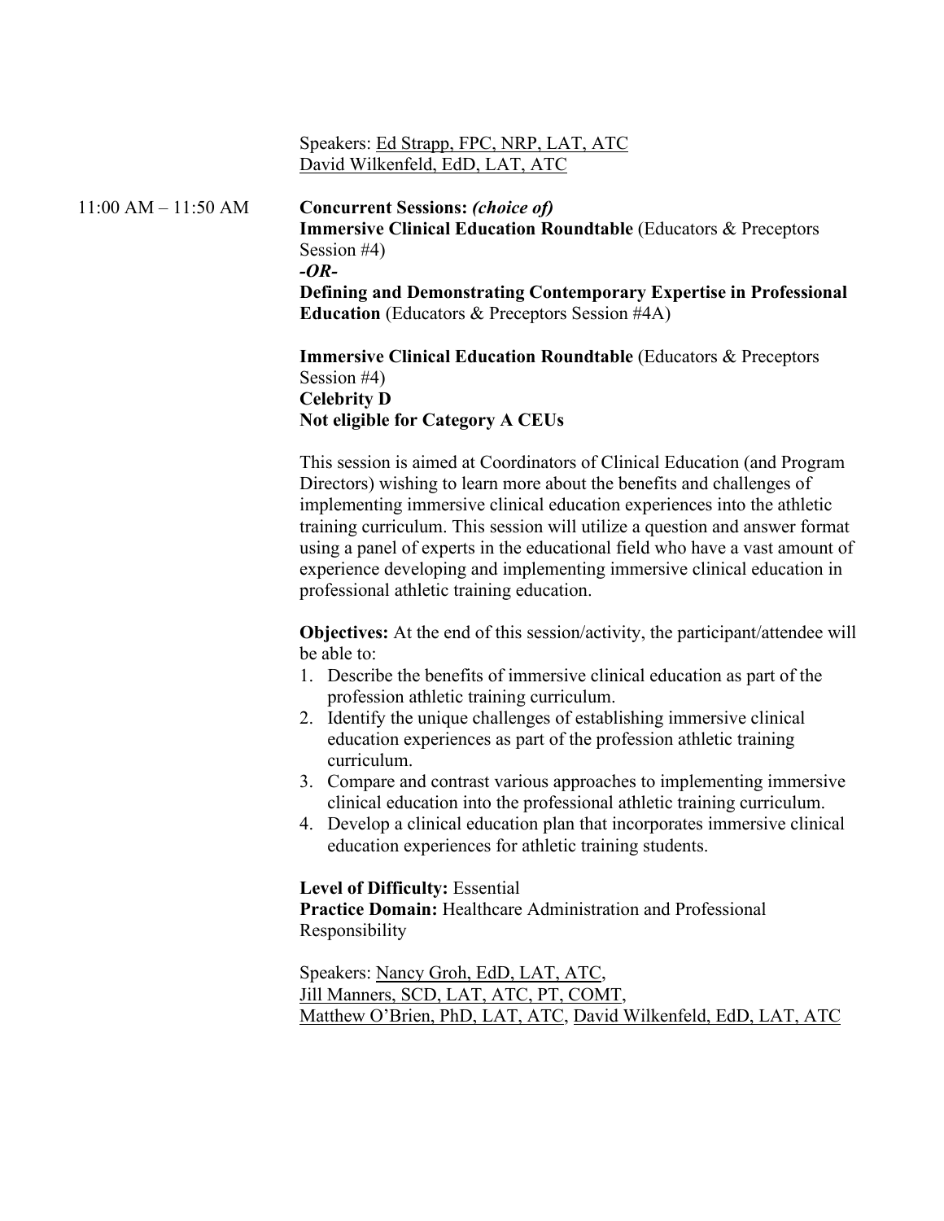Speakers: Ed Strapp, FPC, NRP, LAT, ATC
David Wilkenfeld, EdD, LAT, ATC

11:00 AM – 11:50 AM

**Concurrent Sessions:** ***(choice of)***
**Immersive Clinical Education Roundtable** (Educators & Preceptors Session #4)
***-OR-***
**Defining and Demonstrating Contemporary Expertise in Professional Education** (Educators & Preceptors Session #4A)

**Immersive Clinical Education Roundtable** (Educators & Preceptors Session #4)
**Celebrity D**
**Not eligible for Category A CEUs**

This session is aimed at Coordinators of Clinical Education (and Program Directors) wishing to learn more about the benefits and challenges of implementing immersive clinical education experiences into the athletic training curriculum. This session will utilize a question and answer format using a panel of experts in the educational field who have a vast amount of experience developing and implementing immersive clinical education in professional athletic training education.

**Objectives:** At the end of this session/activity, the participant/attendee will be able to:

1. Describe the benefits of immersive clinical education as part of the profession athletic training curriculum.
2. Identify the unique challenges of establishing immersive clinical education experiences as part of the profession athletic training curriculum.
3. Compare and contrast various approaches to implementing immersive clinical education into the professional athletic training curriculum.
4. Develop a clinical education plan that incorporates immersive clinical education experiences for athletic training students.

**Level of Difficulty:** Essential
**Practice Domain:** Healthcare Administration and Professional Responsibility

Speakers: Nancy Groh, EdD, LAT, ATC,
Jill Manners, SCD, LAT, ATC, PT, COMT,
Matthew O'Brien, PhD, LAT, ATC, David Wilkenfeld, EdD, LAT, ATC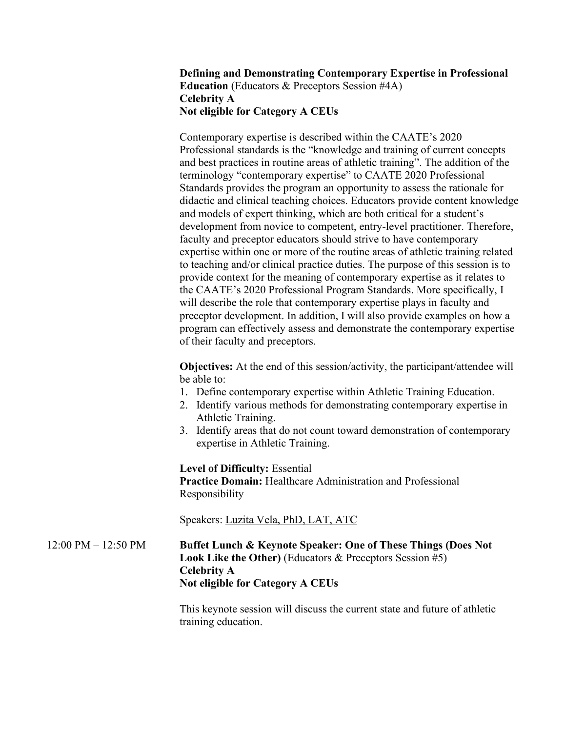**Defining and Demonstrating Contemporary Expertise in Professional Education** (Educators & Preceptors Session #4A)
**Celebrity A**
**Not eligible for Category A CEUs**

Contemporary expertise is described within the CAATE's 2020 Professional standards is the "knowledge and training of current concepts and best practices in routine areas of athletic training". The addition of the terminology "contemporary expertise" to CAATE 2020 Professional Standards provides the program an opportunity to assess the rationale for didactic and clinical teaching choices. Educators provide content knowledge and models of expert thinking, which are both critical for a student's development from novice to competent, entry-level practitioner. Therefore, faculty and preceptor educators should strive to have contemporary expertise within one or more of the routine areas of athletic training related to teaching and/or clinical practice duties. The purpose of this session is to provide context for the meaning of contemporary expertise as it relates to the CAATE's 2020 Professional Program Standards. More specifically, I will describe the role that contemporary expertise plays in faculty and preceptor development. In addition, I will also provide examples on how a program can effectively assess and demonstrate the contemporary expertise of their faculty and preceptors.

**Objectives:** At the end of this session/activity, the participant/attendee will be able to:

1. Define contemporary expertise within Athletic Training Education.
2. Identify various methods for demonstrating contemporary expertise in Athletic Training.
3. Identify areas that do not count toward demonstration of contemporary expertise in Athletic Training.

**Level of Difficulty:** Essential
**Practice Domain:** Healthcare Administration and Professional Responsibility

Speakers: Luzita Vela, PhD, LAT, ATC

12:00 PM – 12:50 PM

**Buffet Lunch & Keynote Speaker: One of These Things (Does Not Look Like the Other)** (Educators & Preceptors Session #5)
**Celebrity A**
**Not eligible for Category A CEUs**

This keynote session will discuss the current state and future of athletic training education.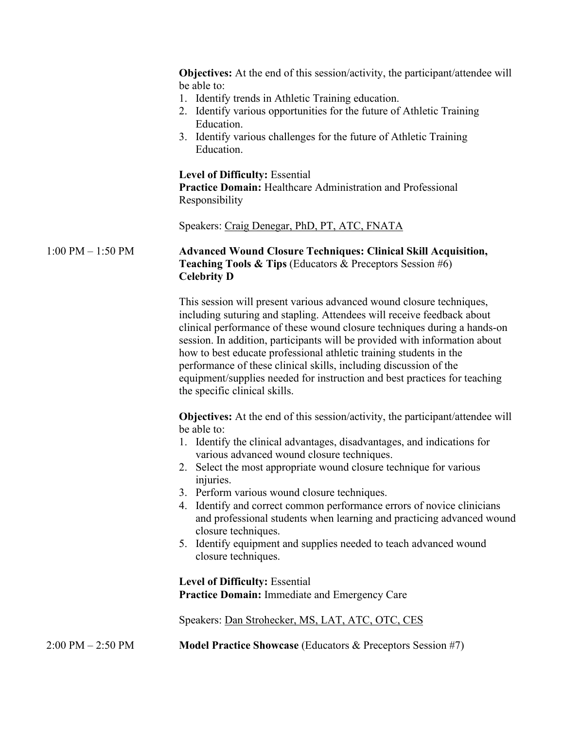**Objectives:** At the end of this session/activity, the participant/attendee will be able to:

1. Identify trends in Athletic Training education.
2. Identify various opportunities for the future of Athletic Training Education.
3. Identify various challenges for the future of Athletic Training Education.

**Level of Difficulty:** Essential
**Practice Domain:** Healthcare Administration and Professional Responsibility

Speakers: Craig Denegar, PhD, PT, ATC, FNATA

1:00 PM – 1:50 PM **Advanced Wound Closure Techniques: Clinical Skill Acquisition, Teaching Tools & Tips** (Educators & Preceptors Session #6)
**Celebrity D**

This session will present various advanced wound closure techniques, including suturing and stapling. Attendees will receive feedback about clinical performance of these wound closure techniques during a hands-on session. In addition, participants will be provided with information about how to best educate professional athletic training students in the performance of these clinical skills, including discussion of the equipment/supplies needed for instruction and best practices for teaching the specific clinical skills.

**Objectives:** At the end of this session/activity, the participant/attendee will be able to:

1. Identify the clinical advantages, disadvantages, and indications for various advanced wound closure techniques.
2. Select the most appropriate wound closure technique for various injuries.
3. Perform various wound closure techniques.
4. Identify and correct common performance errors of novice clinicians and professional students when learning and practicing advanced wound closure techniques.
5. Identify equipment and supplies needed to teach advanced wound closure techniques.

**Level of Difficulty:** Essential
**Practice Domain:** Immediate and Emergency Care

Speakers: Dan Strohecker, MS, LAT, ATC, OTC, CES

2:00 PM – 2:50 PM **Model Practice Showcase** (Educators & Preceptors Session #7)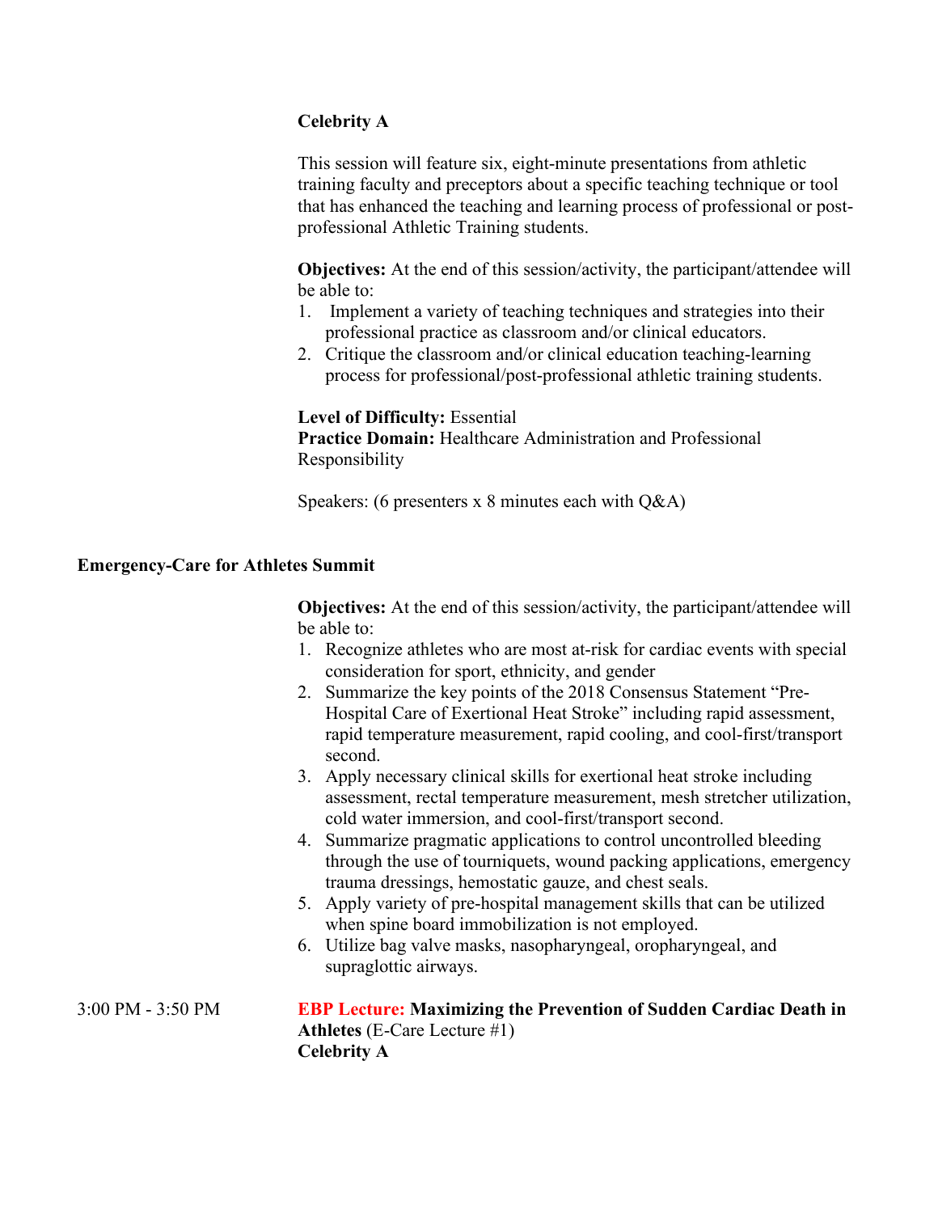**Celebrity A**

This session will feature six, eight-minute presentations from athletic training faculty and preceptors about a specific teaching technique or tool that has enhanced the teaching and learning process of professional or post-professional Athletic Training students.

**Objectives:** At the end of this session/activity, the participant/attendee will be able to:

1. Implement a variety of teaching techniques and strategies into their professional practice as classroom and/or clinical educators.
2. Critique the classroom and/or clinical education teaching-learning process for professional/post-professional athletic training students.

**Level of Difficulty:** Essential
**Practice Domain:** Healthcare Administration and Professional Responsibility

Speakers: (6 presenters x 8 minutes each with Q&A)

**Emergency-Care for Athletes Summit**

**Objectives:** At the end of this session/activity, the participant/attendee will be able to:

1. Recognize athletes who are most at-risk for cardiac events with special consideration for sport, ethnicity, and gender
2. Summarize the key points of the 2018 Consensus Statement "Pre-Hospital Care of Exertional Heat Stroke" including rapid assessment, rapid temperature measurement, rapid cooling, and cool-first/transport second.
3. Apply necessary clinical skills for exertional heat stroke including assessment, rectal temperature measurement, mesh stretcher utilization, cold water immersion, and cool-first/transport second.
4. Summarize pragmatic applications to control uncontrolled bleeding through the use of tourniquets, wound packing applications, emergency trauma dressings, hemostatic gauze, and chest seals.
5. Apply variety of pre-hospital management skills that can be utilized when spine board immobilization is not employed.
6. Utilize bag valve masks, nasopharyngeal, oropharyngeal, and supraglottic airways.

3:00 PM - 3:50 PM **EBP Lecture: Maximizing the Prevention of Sudden Cardiac Death in Athletes** (E-Care Lecture #1)
**Celebrity A**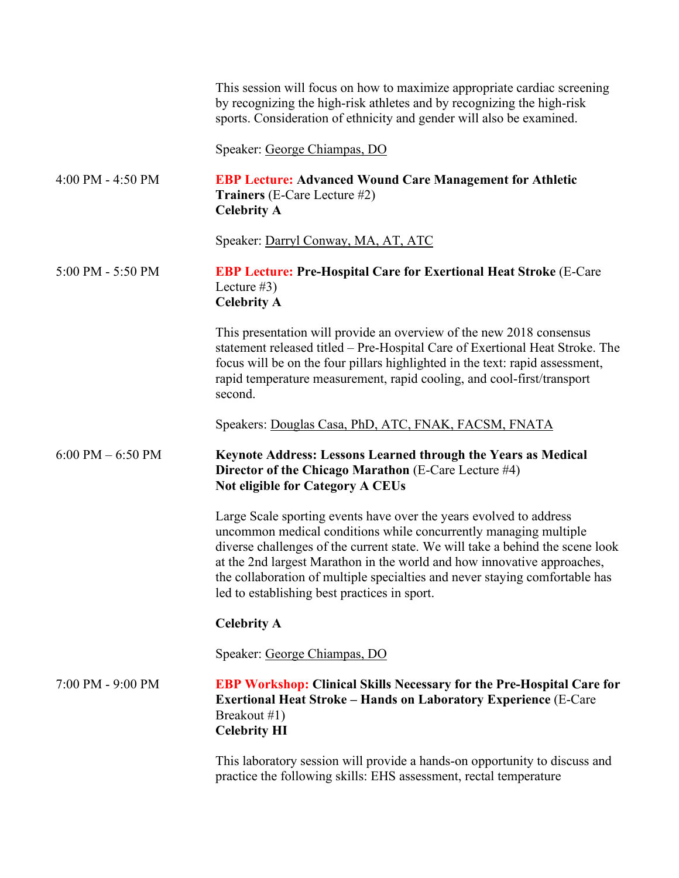This session will focus on how to maximize appropriate cardiac screening by recognizing the high-risk athletes and by recognizing the high-risk sports. Consideration of ethnicity and gender will also be examined.

Speaker: George Chiampas, DO

4:00 PM - 4:50 PM

**EBP Lecture: Advanced Wound Care Management for Athletic Trainers** (E-Care Lecture #2)
**Celebrity A**

Speaker: Darryl Conway, MA, AT, ATC

5:00 PM - 5:50 PM

**EBP Lecture: Pre-Hospital Care for Exertional Heat Stroke** (E-Care Lecture #3)
**Celebrity A**

This presentation will provide an overview of the new 2018 consensus statement released titled – Pre-Hospital Care of Exertional Heat Stroke. The focus will be on the four pillars highlighted in the text: rapid assessment, rapid temperature measurement, rapid cooling, and cool-first/transport second.

Speakers: Douglas Casa, PhD, ATC, FNAK, FACSM, FNATA

6:00 PM – 6:50 PM

**Keynote Address: Lessons Learned through the Years as Medical Director of the Chicago Marathon** (E-Care Lecture #4)
**Not eligible for Category A CEUs**

Large Scale sporting events have over the years evolved to address uncommon medical conditions while concurrently managing multiple diverse challenges of the current state. We will take a behind the scene look at the 2nd largest Marathon in the world and how innovative approaches, the collaboration of multiple specialties and never staying comfortable has led to establishing best practices in sport.

**Celebrity A**

Speaker: George Chiampas, DO

7:00 PM - 9:00 PM

**EBP Workshop: Clinical Skills Necessary for the Pre-Hospital Care for Exertional Heat Stroke – Hands on Laboratory Experience** (E-Care Breakout #1)
**Celebrity HI**

This laboratory session will provide a hands-on opportunity to discuss and practice the following skills: EHS assessment, rectal temperature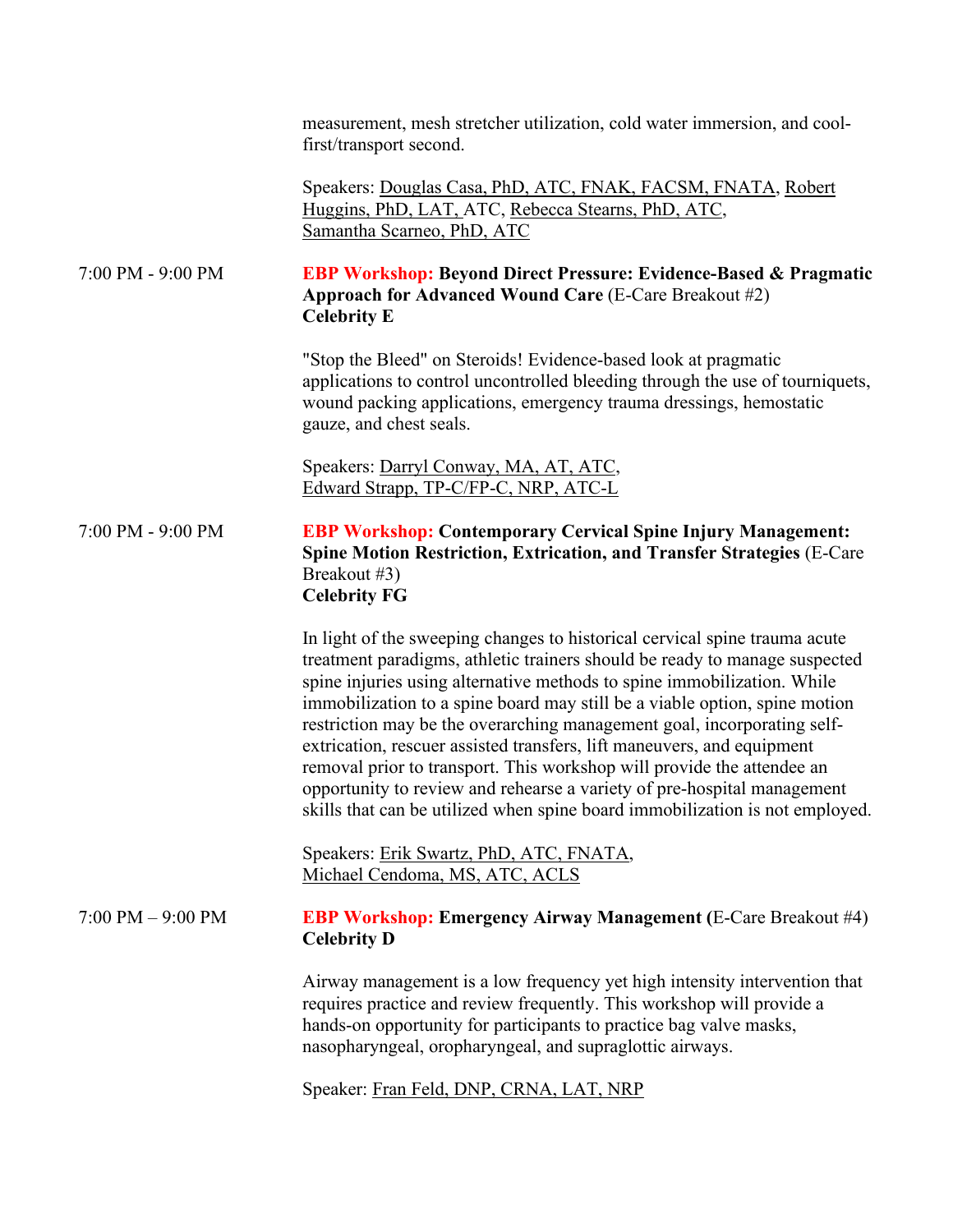measurement, mesh stretcher utilization, cold water immersion, and cool-first/transport second.

Speakers: Douglas Casa, PhD, ATC, FNAK, FACSM, FNATA, Robert Huggins, PhD, LAT, ATC, Rebecca Stearns, PhD, ATC, Samantha Scarneo, PhD, ATC

7:00 PM - 9:00 PM

**EBP Workshop: Beyond Direct Pressure: Evidence-Based & Pragmatic Approach for Advanced Wound Care** (E-Care Breakout #2)
**Celebrity E**

"Stop the Bleed" on Steroids! Evidence-based look at pragmatic applications to control uncontrolled bleeding through the use of tourniquets, wound packing applications, emergency trauma dressings, hemostatic gauze, and chest seals.

Speakers: Darryl Conway, MA, AT, ATC, Edward Strapp, TP-C/FP-C, NRP, ATC-L

7:00 PM - 9:00 PM

**EBP Workshop: Contemporary Cervical Spine Injury Management: Spine Motion Restriction, Extrication, and Transfer Strategies** (E-Care Breakout #3)
**Celebrity FG**

In light of the sweeping changes to historical cervical spine trauma acute treatment paradigms, athletic trainers should be ready to manage suspected spine injuries using alternative methods to spine immobilization. While immobilization to a spine board may still be a viable option, spine motion restriction may be the overarching management goal, incorporating self-extrication, rescuer assisted transfers, lift maneuvers, and equipment removal prior to transport. This workshop will provide the attendee an opportunity to review and rehearse a variety of pre-hospital management skills that can be utilized when spine board immobilization is not employed.

Speakers: Erik Swartz, PhD, ATC, FNATA, Michael Cendoma, MS, ATC, ACLS

7:00 PM – 9:00 PM

**EBP Workshop: Emergency Airway Management (**E-Care Breakout #4)
**Celebrity D**

Airway management is a low frequency yet high intensity intervention that requires practice and review frequently. This workshop will provide a hands-on opportunity for participants to practice bag valve masks, nasopharyngeal, oropharyngeal, and supraglottic airways.

Speaker: Fran Feld, DNP, CRNA, LAT, NRP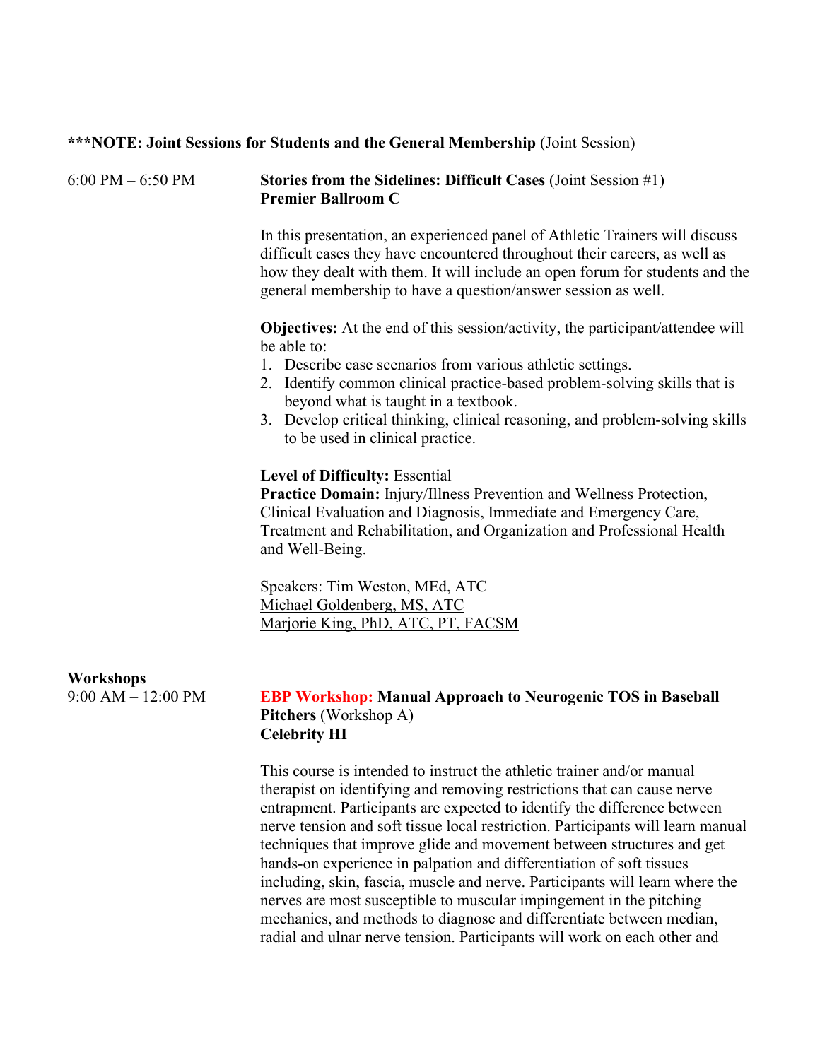**\*\*\*NOTE: Joint Sessions for Students and the General Membership** (Joint Session)

6:00 PM – 6:50 PM

**Stories from the Sidelines: Difficult Cases** (Joint Session #1)
**Premier Ballroom C**

In this presentation, an experienced panel of Athletic Trainers will discuss difficult cases they have encountered throughout their careers, as well as how they dealt with them. It will include an open forum for students and the general membership to have a question/answer session as well.

**Objectives:** At the end of this session/activity, the participant/attendee will be able to:

1. Describe case scenarios from various athletic settings.
2. Identify common clinical practice-based problem-solving skills that is beyond what is taught in a textbook.
3. Develop critical thinking, clinical reasoning, and problem-solving skills to be used in clinical practice.

**Level of Difficulty:** Essential
**Practice Domain:** Injury/Illness Prevention and Wellness Protection, Clinical Evaluation and Diagnosis, Immediate and Emergency Care, Treatment and Rehabilitation, and Organization and Professional Health and Well-Being.

Speakers: Tim Weston, MEd, ATC
Michael Goldenberg, MS, ATC
Marjorie King, PhD, ATC, PT, FACSM

**Workshops**

9:00 AM – 12:00 PM

**EBP Workshop: Manual Approach to Neurogenic TOS in Baseball Pitchers** (Workshop A)
**Celebrity HI**

This course is intended to instruct the athletic trainer and/or manual therapist on identifying and removing restrictions that can cause nerve entrapment. Participants are expected to identify the difference between nerve tension and soft tissue local restriction. Participants will learn manual techniques that improve glide and movement between structures and get hands-on experience in palpation and differentiation of soft tissues including, skin, fascia, muscle and nerve. Participants will learn where the nerves are most susceptible to muscular impingement in the pitching mechanics, and methods to diagnose and differentiate between median, radial and ulnar nerve tension. Participants will work on each other and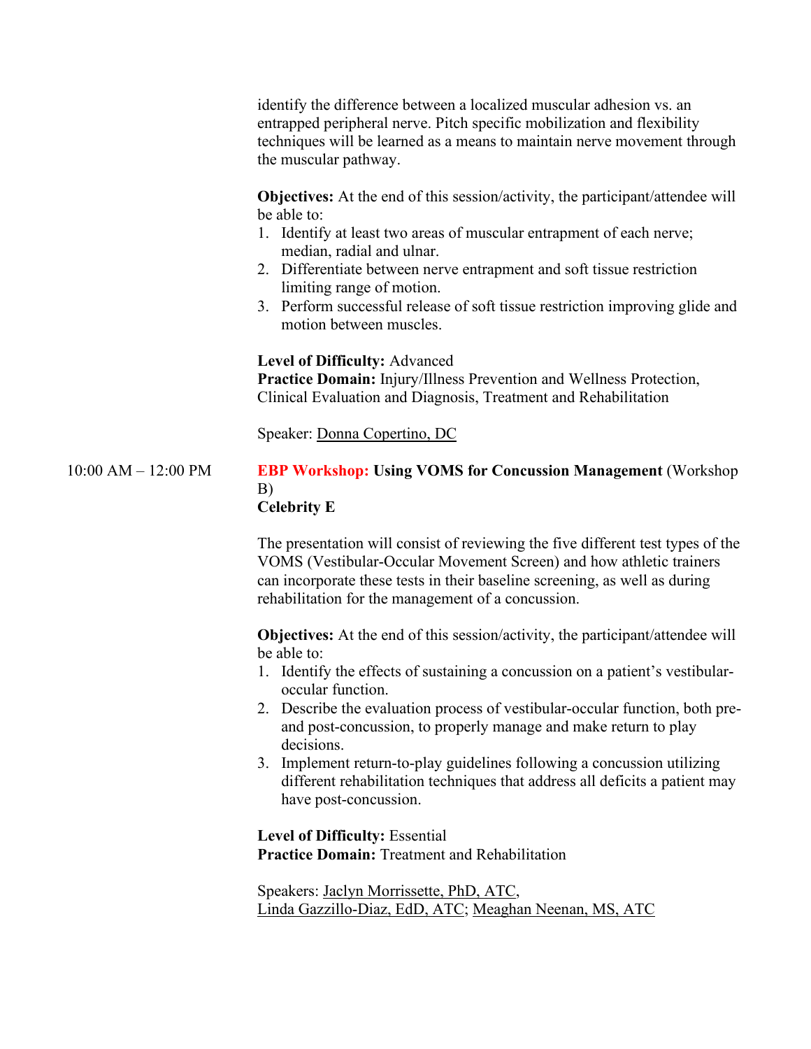identify the difference between a localized muscular adhesion vs. an entrapped peripheral nerve. Pitch specific mobilization and flexibility techniques will be learned as a means to maintain nerve movement through the muscular pathway.

**Objectives:** At the end of this session/activity, the participant/attendee will be able to:

1. Identify at least two areas of muscular entrapment of each nerve; median, radial and ulnar.
2. Differentiate between nerve entrapment and soft tissue restriction limiting range of motion.
3. Perform successful release of soft tissue restriction improving glide and motion between muscles.

**Level of Difficulty:** Advanced
**Practice Domain:** Injury/Illness Prevention and Wellness Protection, Clinical Evaluation and Diagnosis, Treatment and Rehabilitation

Speaker: Donna Copertino, DC

10:00 AM – 12:00 PM

**EBP Workshop: Using VOMS for Concussion Management** (Workshop B)
**Celebrity E**

The presentation will consist of reviewing the five different test types of the VOMS (Vestibular-Occular Movement Screen) and how athletic trainers can incorporate these tests in their baseline screening, as well as during rehabilitation for the management of a concussion.

**Objectives:** At the end of this session/activity, the participant/attendee will be able to:

1. Identify the effects of sustaining a concussion on a patient's vestibular-occular function.
2. Describe the evaluation process of vestibular-occular function, both pre- and post-concussion, to properly manage and make return to play decisions.
3. Implement return-to-play guidelines following a concussion utilizing different rehabilitation techniques that address all deficits a patient may have post-concussion.

**Level of Difficulty:** Essential
**Practice Domain:** Treatment and Rehabilitation

Speakers: Jaclyn Morrissette, PhD, ATC,
Linda Gazzillo-Diaz, EdD, ATC; Meaghan Neenan, MS, ATC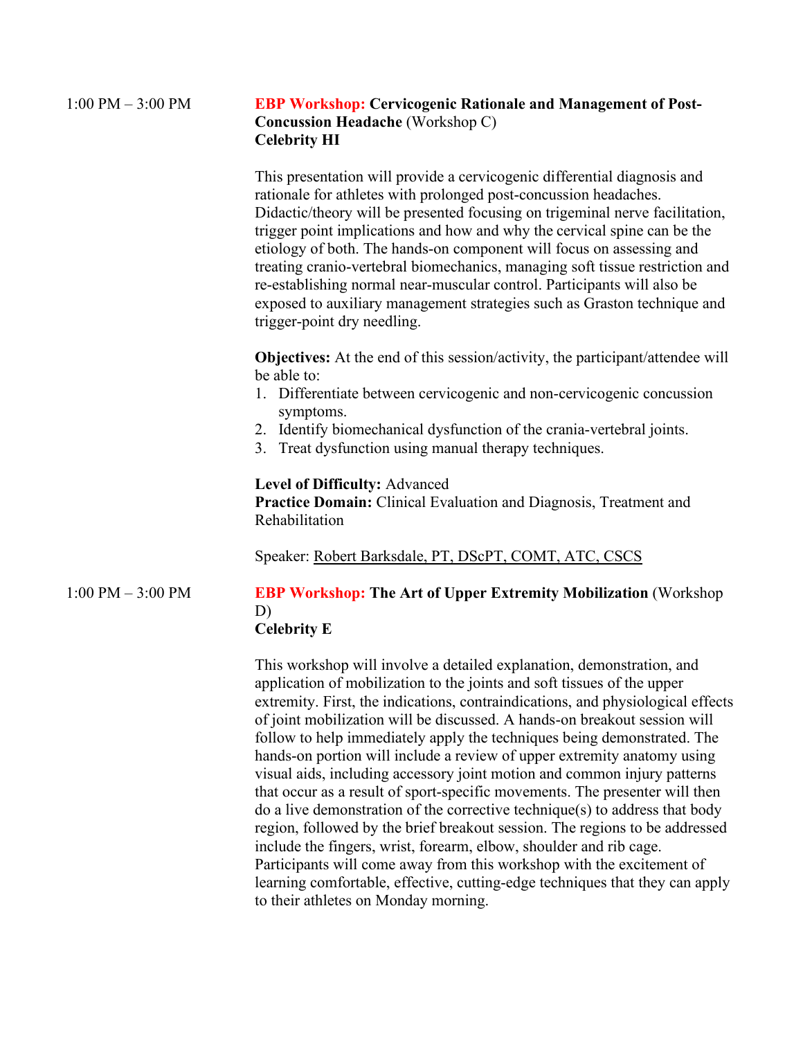1:00 PM – 3:00 PM

**EBP Workshop: Cervicogenic Rationale and Management of Post-Concussion Headache** (Workshop C)
**Celebrity HI**

This presentation will provide a cervicogenic differential diagnosis and rationale for athletes with prolonged post-concussion headaches. Didactic/theory will be presented focusing on trigeminal nerve facilitation, trigger point implications and how and why the cervical spine can be the etiology of both. The hands-on component will focus on assessing and treating cranio-vertebral biomechanics, managing soft tissue restriction and re-establishing normal near-muscular control. Participants will also be exposed to auxiliary management strategies such as Graston technique and trigger-point dry needling.

**Objectives:** At the end of this session/activity, the participant/attendee will be able to:

1. Differentiate between cervicogenic and non-cervicogenic concussion symptoms.
2. Identify biomechanical dysfunction of the crania-vertebral joints.
3. Treat dysfunction using manual therapy techniques.

**Level of Difficulty:** Advanced
**Practice Domain:** Clinical Evaluation and Diagnosis, Treatment and Rehabilitation

Speaker: Robert Barksdale, PT, DScPT, COMT, ATC, CSCS

1:00 PM – 3:00 PM

**EBP Workshop: The Art of Upper Extremity Mobilization** (Workshop D)
**Celebrity E**

This workshop will involve a detailed explanation, demonstration, and application of mobilization to the joints and soft tissues of the upper extremity. First, the indications, contraindications, and physiological effects of joint mobilization will be discussed. A hands-on breakout session will follow to help immediately apply the techniques being demonstrated. The hands-on portion will include a review of upper extremity anatomy using visual aids, including accessory joint motion and common injury patterns that occur as a result of sport-specific movements. The presenter will then do a live demonstration of the corrective technique(s) to address that body region, followed by the brief breakout session. The regions to be addressed include the fingers, wrist, forearm, elbow, shoulder and rib cage. Participants will come away from this workshop with the excitement of learning comfortable, effective, cutting-edge techniques that they can apply to their athletes on Monday morning.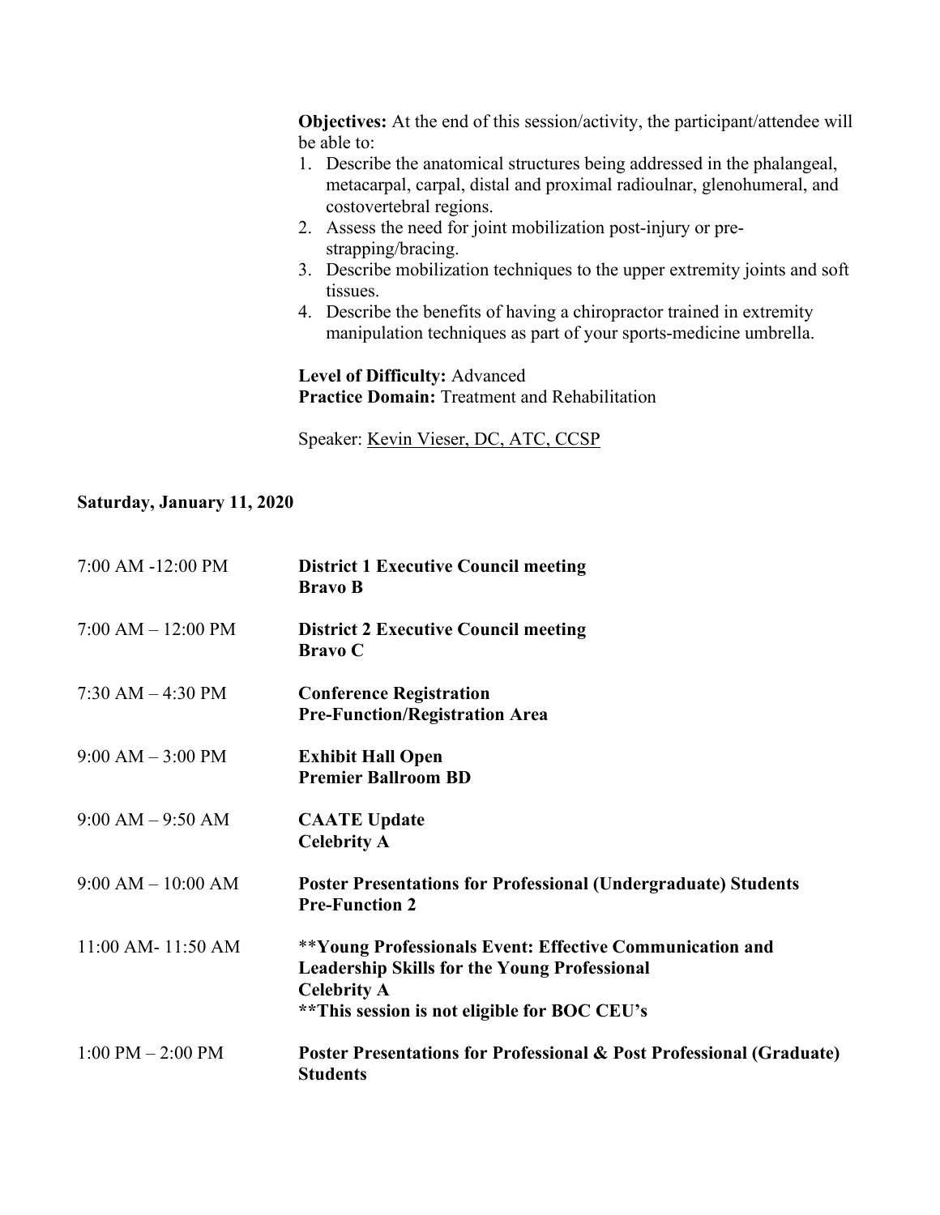**Objectives:** At the end of this session/activity, the participant/attendee will be able to:

1. Describe the anatomical structures being addressed in the phalangeal, metacarpal, carpal, distal and proximal radioulnar, glenohumeral, and costovertebral regions.
2. Assess the need for joint mobilization post-injury or pre-strapping/bracing.
3. Describe mobilization techniques to the upper extremity joints and soft tissues.
4. Describe the benefits of having a chiropractor trained in extremity manipulation techniques as part of your sports-medicine umbrella.

**Level of Difficulty:** Advanced
**Practice Domain:** Treatment and Rehabilitation

Speaker: Kevin Vieser, DC, ATC, CCSP

**Saturday, January 11, 2020**

7:00 AM -12:00 PM **District 1 Executive Council meeting**
**Bravo B**

7:00 AM – 12:00 PM **District 2 Executive Council meeting**
**Bravo C**

7:30 AM – 4:30 PM **Conference Registration**
**Pre-Function/Registration Area**

9:00 AM – 3:00 PM **Exhibit Hall Open**
**Premier Ballroom BD**

9:00 AM – 9:50 AM **CAATE Update**
**Celebrity A**

9:00 AM – 10:00 AM **Poster Presentations for Professional (Undergraduate) Students**
**Pre-Function 2**

11:00 AM- 11:50 AM **\*\*Young Professionals Event: Effective Communication and Leadership Skills for the Young Professional**
**Celebrity A**
**\*\*This session is not eligible for BOC CEU's**

1:00 PM – 2:00 PM **Poster Presentations for Professional & Post Professional (Graduate) Students**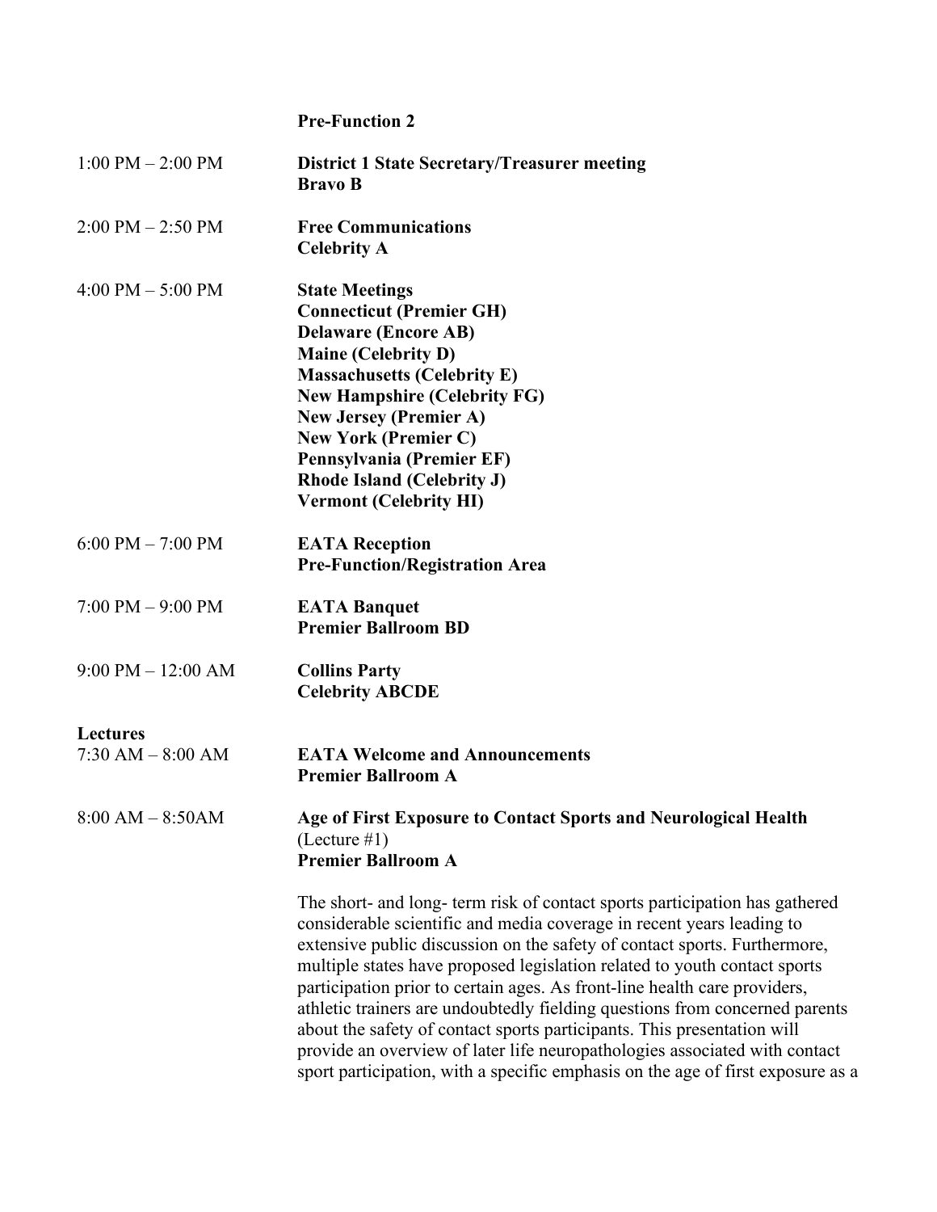**Pre-Function 2**

1:00 PM – 2:00 PM **District 1 State Secretary/Treasurer meeting**
**Bravo B**

2:00 PM – 2:50 PM **Free Communications**
**Celebrity A**

4:00 PM – 5:00 PM **State Meetings**
**Connecticut (Premier GH)**
**Delaware (Encore AB)**
**Maine (Celebrity D)**
**Massachusetts (Celebrity E)**
**New Hampshire (Celebrity FG)**
**New Jersey (Premier A)**
**New York (Premier C)**
**Pennsylvania (Premier EF)**
**Rhode Island (Celebrity J)**
**Vermont (Celebrity HI)**

6:00 PM – 7:00 PM **EATA Reception**
**Pre-Function/Registration Area**

7:00 PM – 9:00 PM **EATA Banquet**
**Premier Ballroom BD**

9:00 PM – 12:00 AM **Collins Party**
**Celebrity ABCDE**

**Lectures**

7:30 AM – 8:00 AM **EATA Welcome and Announcements**
**Premier Ballroom A**

8:00 AM – 8:50AM **Age of First Exposure to Contact Sports and Neurological Health** (Lecture #1)
**Premier Ballroom A**

The short- and long- term risk of contact sports participation has gathered considerable scientific and media coverage in recent years leading to extensive public discussion on the safety of contact sports. Furthermore, multiple states have proposed legislation related to youth contact sports participation prior to certain ages. As front-line health care providers, athletic trainers are undoubtedly fielding questions from concerned parents about the safety of contact sports participants. This presentation will provide an overview of later life neuropathologies associated with contact sport participation, with a specific emphasis on the age of first exposure as a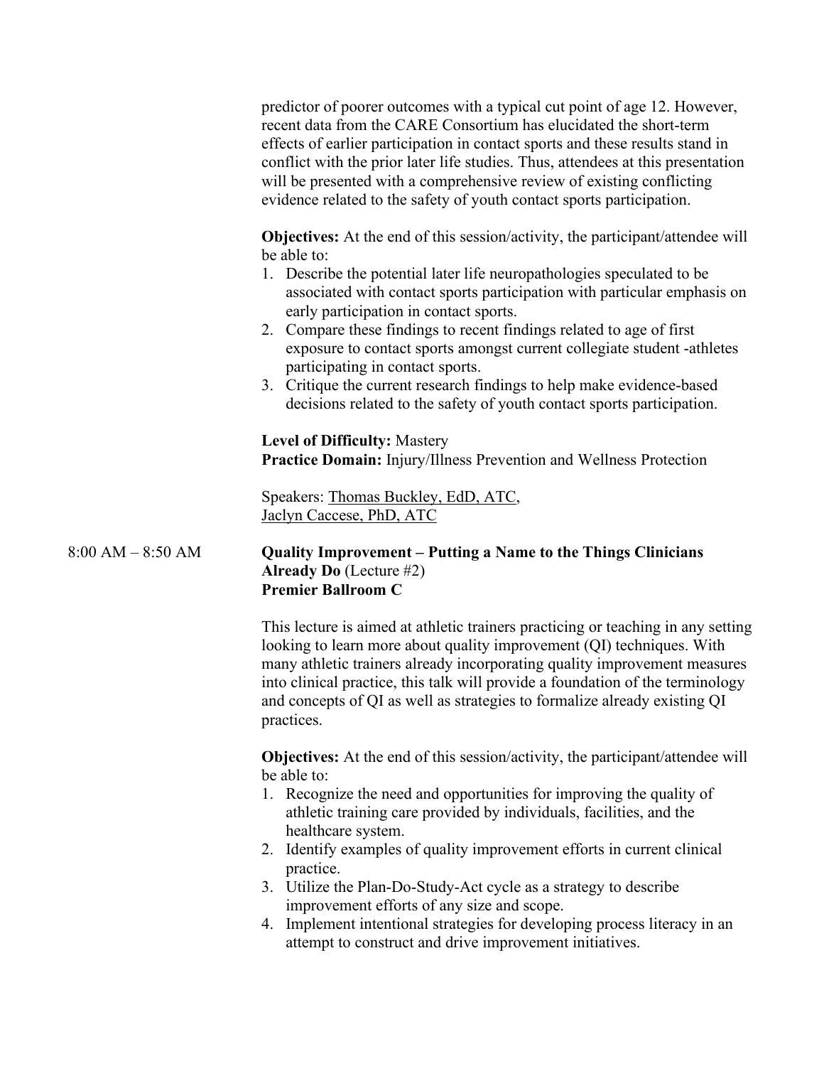predictor of poorer outcomes with a typical cut point of age 12. However, recent data from the CARE Consortium has elucidated the short-term effects of earlier participation in contact sports and these results stand in conflict with the prior later life studies. Thus, attendees at this presentation will be presented with a comprehensive review of existing conflicting evidence related to the safety of youth contact sports participation.

**Objectives:** At the end of this session/activity, the participant/attendee will be able to:

1. Describe the potential later life neuropathologies speculated to be associated with contact sports participation with particular emphasis on early participation in contact sports.
2. Compare these findings to recent findings related to age of first exposure to contact sports amongst current collegiate student -athletes participating in contact sports.
3. Critique the current research findings to help make evidence-based decisions related to the safety of youth contact sports participation.

**Level of Difficulty:** Mastery
**Practice Domain:** Injury/Illness Prevention and Wellness Protection

Speakers: Thomas Buckley, EdD, ATC,
Jaclyn Caccese, PhD, ATC

8:00 AM – 8:50 AM

**Quality Improvement – Putting a Name to the Things Clinicians Already Do** (Lecture #2)
**Premier Ballroom C**

This lecture is aimed at athletic trainers practicing or teaching in any setting looking to learn more about quality improvement (QI) techniques. With many athletic trainers already incorporating quality improvement measures into clinical practice, this talk will provide a foundation of the terminology and concepts of QI as well as strategies to formalize already existing QI practices.

**Objectives:** At the end of this session/activity, the participant/attendee will be able to:

1. Recognize the need and opportunities for improving the quality of athletic training care provided by individuals, facilities, and the healthcare system.
2. Identify examples of quality improvement efforts in current clinical practice.
3. Utilize the Plan-Do-Study-Act cycle as a strategy to describe improvement efforts of any size and scope.
4. Implement intentional strategies for developing process literacy in an attempt to construct and drive improvement initiatives.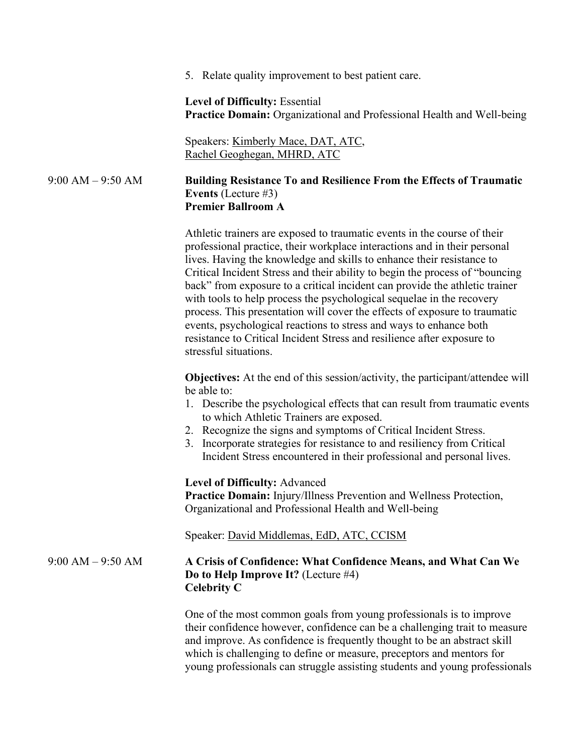5. Relate quality improvement to best patient care.

**Level of Difficulty:** Essential
**Practice Domain:** Organizational and Professional Health and Well-being

Speakers: Kimberly Mace, DAT, ATC,
Rachel Geoghegan, MHRD, ATC

9:00 AM – 9:50 AM

**Building Resistance To and Resilience From the Effects of Traumatic Events** (Lecture #3)
**Premier Ballroom A**

Athletic trainers are exposed to traumatic events in the course of their professional practice, their workplace interactions and in their personal lives. Having the knowledge and skills to enhance their resistance to Critical Incident Stress and their ability to begin the process of "bouncing back" from exposure to a critical incident can provide the athletic trainer with tools to help process the psychological sequelae in the recovery process. This presentation will cover the effects of exposure to traumatic events, psychological reactions to stress and ways to enhance both resistance to Critical Incident Stress and resilience after exposure to stressful situations.

**Objectives:** At the end of this session/activity, the participant/attendee will be able to:

1. Describe the psychological effects that can result from traumatic events to which Athletic Trainers are exposed.
2. Recognize the signs and symptoms of Critical Incident Stress.
3. Incorporate strategies for resistance to and resiliency from Critical Incident Stress encountered in their professional and personal lives.

**Level of Difficulty:** Advanced
**Practice Domain:** Injury/Illness Prevention and Wellness Protection, Organizational and Professional Health and Well-being

Speaker: David Middlemas, EdD, ATC, CCISM

9:00 AM – 9:50 AM

**A Crisis of Confidence: What Confidence Means, and What Can We Do to Help Improve It?** (Lecture #4)
**Celebrity C**

One of the most common goals from young professionals is to improve their confidence however, confidence can be a challenging trait to measure and improve. As confidence is frequently thought to be an abstract skill which is challenging to define or measure, preceptors and mentors for young professionals can struggle assisting students and young professionals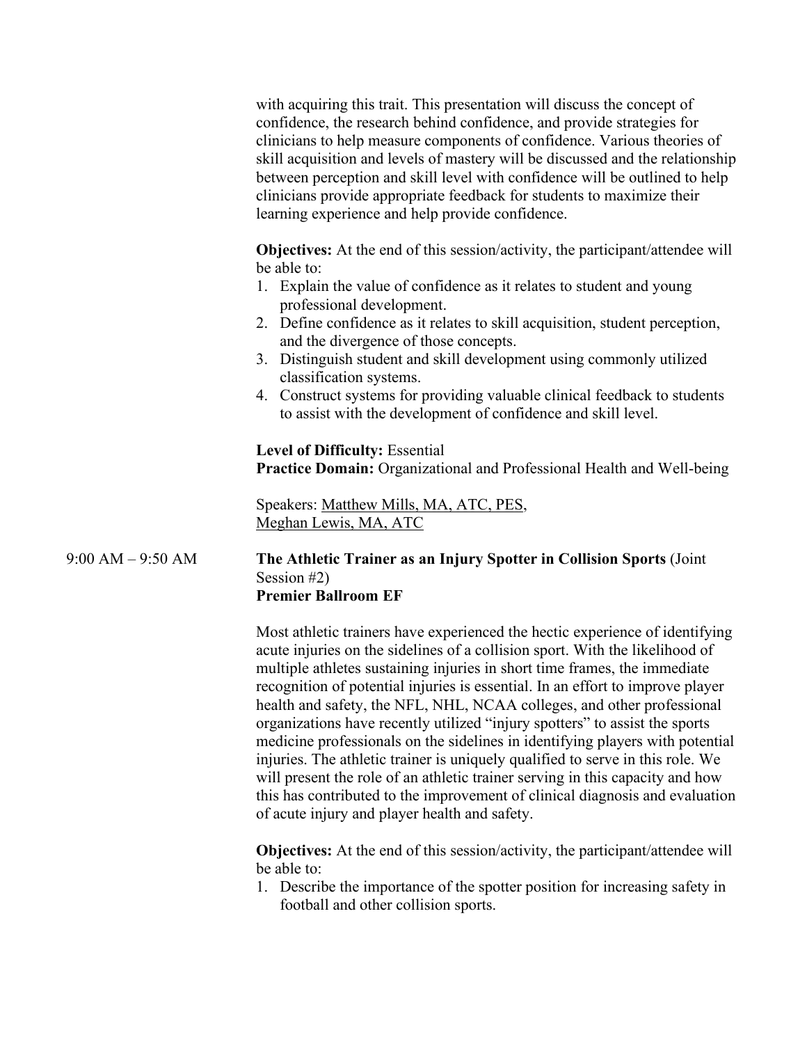with acquiring this trait. This presentation will discuss the concept of confidence, the research behind confidence, and provide strategies for clinicians to help measure components of confidence. Various theories of skill acquisition and levels of mastery will be discussed and the relationship between perception and skill level with confidence will be outlined to help clinicians provide appropriate feedback for students to maximize their learning experience and help provide confidence.

**Objectives:** At the end of this session/activity, the participant/attendee will be able to:

1. Explain the value of confidence as it relates to student and young professional development.
2. Define confidence as it relates to skill acquisition, student perception, and the divergence of those concepts.
3. Distinguish student and skill development using commonly utilized classification systems.
4. Construct systems for providing valuable clinical feedback to students to assist with the development of confidence and skill level.

**Level of Difficulty:** Essential
**Practice Domain:** Organizational and Professional Health and Well-being

Speakers: Matthew Mills, MA, ATC, PES,
Meghan Lewis, MA, ATC

9:00 AM – 9:50 AM

**The Athletic Trainer as an Injury Spotter in Collision Sports** (Joint Session #2)
**Premier Ballroom EF**

Most athletic trainers have experienced the hectic experience of identifying acute injuries on the sidelines of a collision sport. With the likelihood of multiple athletes sustaining injuries in short time frames, the immediate recognition of potential injuries is essential. In an effort to improve player health and safety, the NFL, NHL, NCAA colleges, and other professional organizations have recently utilized "injury spotters" to assist the sports medicine professionals on the sidelines in identifying players with potential injuries. The athletic trainer is uniquely qualified to serve in this role. We will present the role of an athletic trainer serving in this capacity and how this has contributed to the improvement of clinical diagnosis and evaluation of acute injury and player health and safety.

**Objectives:** At the end of this session/activity, the participant/attendee will be able to:

1. Describe the importance of the spotter position for increasing safety in football and other collision sports.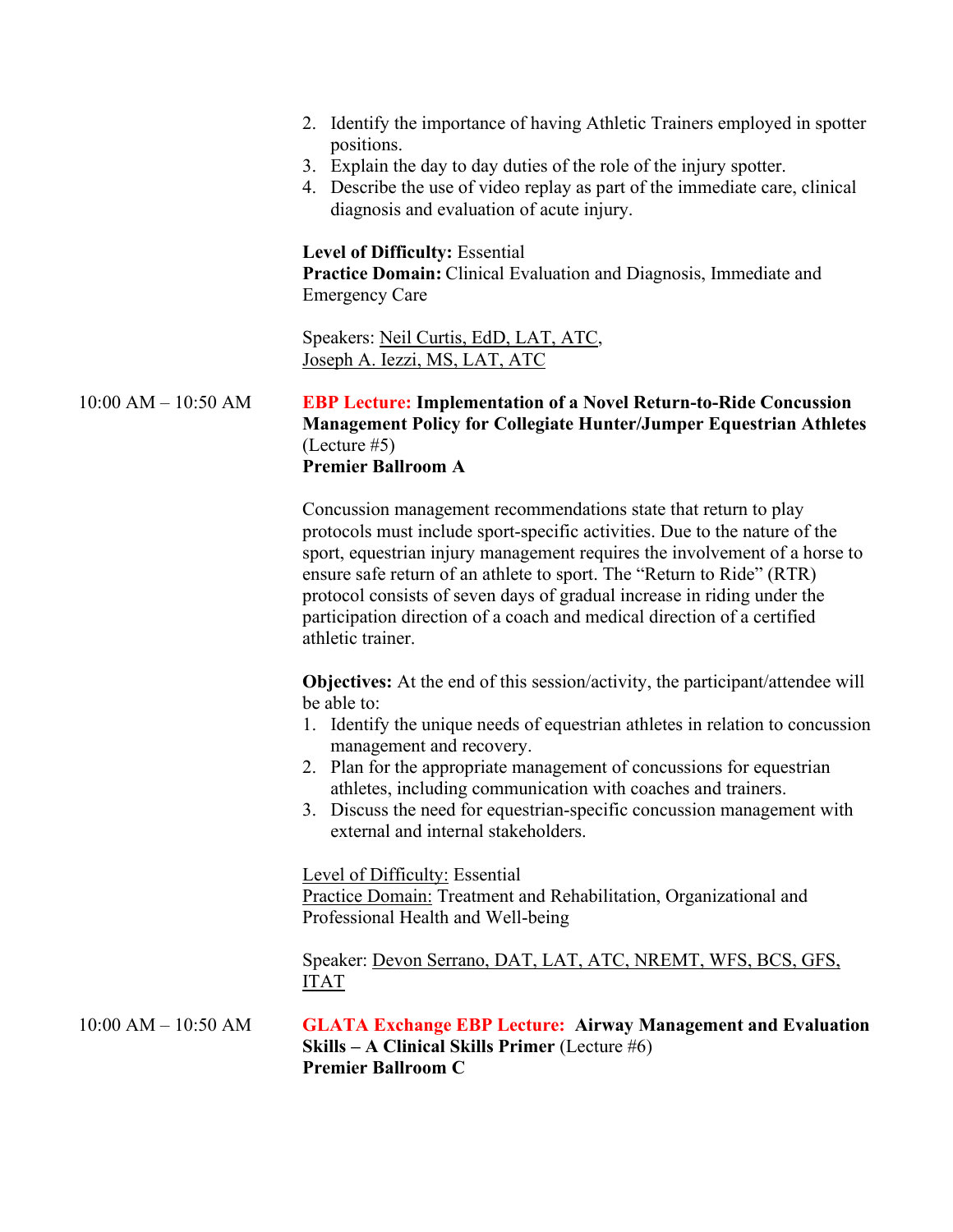2. Identify the importance of having Athletic Trainers employed in spotter positions.
3. Explain the day to day duties of the role of the injury spotter.
4. Describe the use of video replay as part of the immediate care, clinical diagnosis and evaluation of acute injury.

**Level of Difficulty:** Essential
**Practice Domain:** Clinical Evaluation and Diagnosis, Immediate and Emergency Care

Speakers: Neil Curtis, EdD, LAT, ATC, Joseph A. Iezzi, MS, LAT, ATC

10:00 AM – 10:50 AM

**EBP Lecture: Implementation of a Novel Return-to-Ride Concussion Management Policy for Collegiate Hunter/Jumper Equestrian Athletes** (Lecture #5)
**Premier Ballroom A**

Concussion management recommendations state that return to play protocols must include sport-specific activities. Due to the nature of the sport, equestrian injury management requires the involvement of a horse to ensure safe return of an athlete to sport. The "Return to Ride" (RTR) protocol consists of seven days of gradual increase in riding under the participation direction of a coach and medical direction of a certified athletic trainer.

**Objectives:** At the end of this session/activity, the participant/attendee will be able to:

1. Identify the unique needs of equestrian athletes in relation to concussion management and recovery.
2. Plan for the appropriate management of concussions for equestrian athletes, including communication with coaches and trainers.
3. Discuss the need for equestrian-specific concussion management with external and internal stakeholders.

Level of Difficulty: Essential
Practice Domain: Treatment and Rehabilitation, Organizational and Professional Health and Well-being

Speaker: Devon Serrano, DAT, LAT, ATC, NREMT, WFS, BCS, GFS, ITAT

10:00 AM – 10:50 AM

**GLATA Exchange EBP Lecture: Airway Management and Evaluation Skills – A Clinical Skills Primer** (Lecture #6)
**Premier Ballroom C**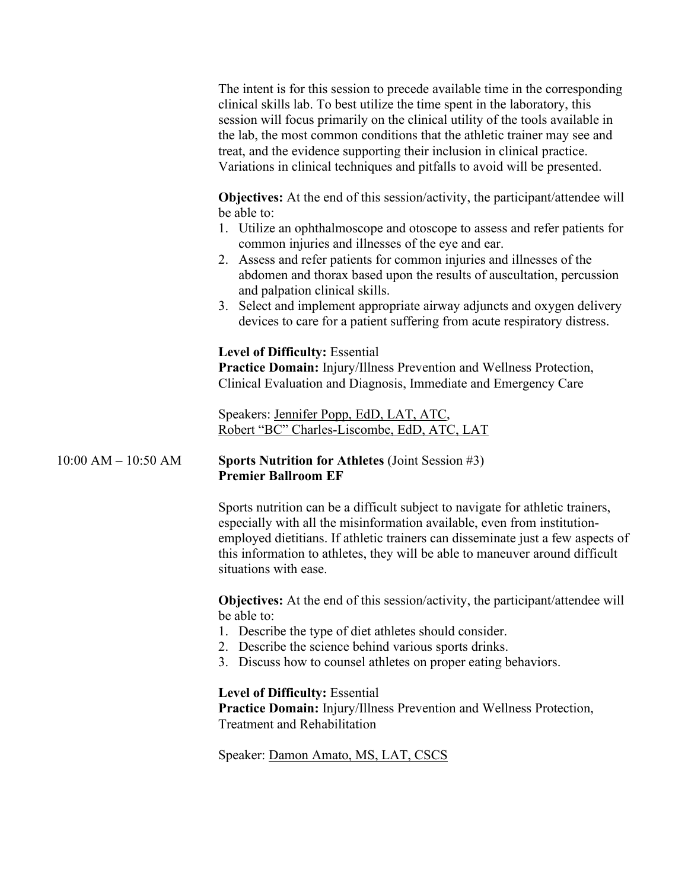The intent is for this session to precede available time in the corresponding clinical skills lab. To best utilize the time spent in the laboratory, this session will focus primarily on the clinical utility of the tools available in the lab, the most common conditions that the athletic trainer may see and treat, and the evidence supporting their inclusion in clinical practice. Variations in clinical techniques and pitfalls to avoid will be presented.

**Objectives:** At the end of this session/activity, the participant/attendee will be able to:

1. Utilize an ophthalmoscope and otoscope to assess and refer patients for common injuries and illnesses of the eye and ear.
2. Assess and refer patients for common injuries and illnesses of the abdomen and thorax based upon the results of auscultation, percussion and palpation clinical skills.
3. Select and implement appropriate airway adjuncts and oxygen delivery devices to care for a patient suffering from acute respiratory distress.

**Level of Difficulty:** Essential
**Practice Domain:** Injury/Illness Prevention and Wellness Protection, Clinical Evaluation and Diagnosis, Immediate and Emergency Care

Speakers: Jennifer Popp, EdD, LAT, ATC,
Robert "BC" Charles-Liscombe, EdD, ATC, LAT

10:00 AM – 10:50 AM **Sports Nutrition for Athletes** (Joint Session #3)
**Premier Ballroom EF**

Sports nutrition can be a difficult subject to navigate for athletic trainers, especially with all the misinformation available, even from institution-employed dietitians. If athletic trainers can disseminate just a few aspects of this information to athletes, they will be able to maneuver around difficult situations with ease.

**Objectives:** At the end of this session/activity, the participant/attendee will be able to:

1. Describe the type of diet athletes should consider.
2. Describe the science behind various sports drinks.
3. Discuss how to counsel athletes on proper eating behaviors.

**Level of Difficulty:** Essential
**Practice Domain:** Injury/Illness Prevention and Wellness Protection, Treatment and Rehabilitation

Speaker: Damon Amato, MS, LAT, CSCS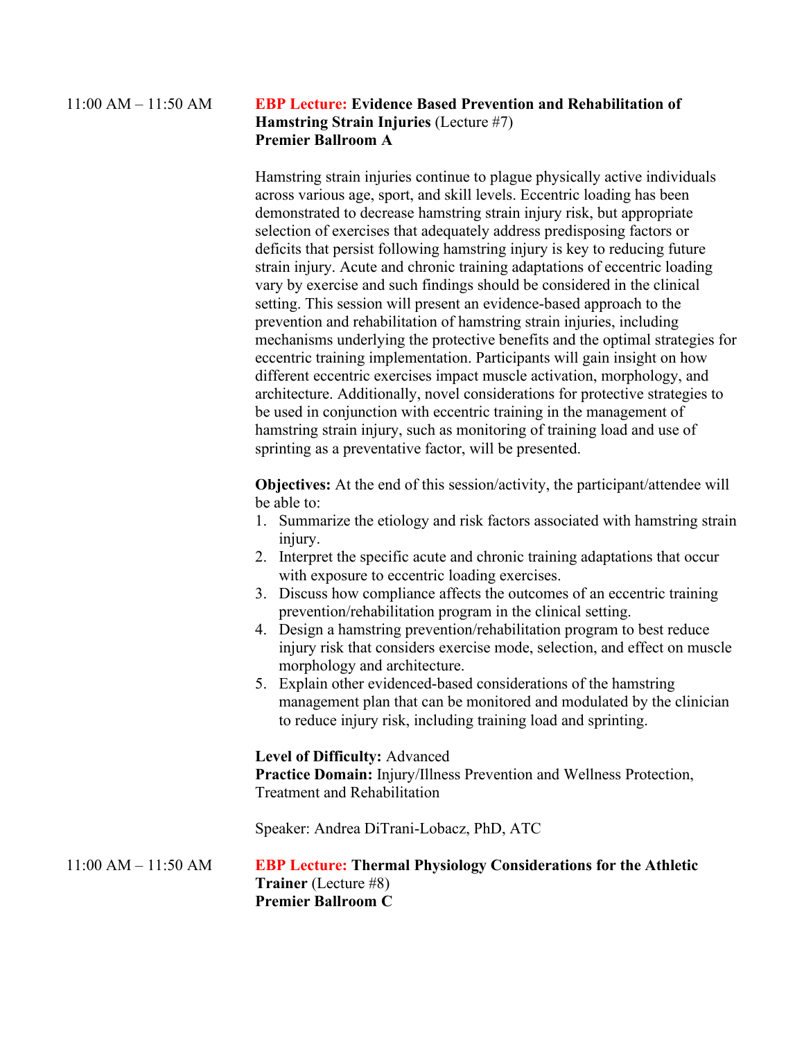11:00 AM – 11:50 AM **EBP Lecture: Evidence Based Prevention and Rehabilitation of Hamstring Strain Injuries** (Lecture #7)
**Premier Ballroom A**

Hamstring strain injuries continue to plague physically active individuals across various age, sport, and skill levels. Eccentric loading has been demonstrated to decrease hamstring strain injury risk, but appropriate selection of exercises that adequately address predisposing factors or deficits that persist following hamstring injury is key to reducing future strain injury. Acute and chronic training adaptations of eccentric loading vary by exercise and such findings should be considered in the clinical setting. This session will present an evidence-based approach to the prevention and rehabilitation of hamstring strain injuries, including mechanisms underlying the protective benefits and the optimal strategies for eccentric training implementation. Participants will gain insight on how different eccentric exercises impact muscle activation, morphology, and architecture. Additionally, novel considerations for protective strategies to be used in conjunction with eccentric training in the management of hamstring strain injury, such as monitoring of training load and use of sprinting as a preventative factor, will be presented.

**Objectives:** At the end of this session/activity, the participant/attendee will be able to:

1. Summarize the etiology and risk factors associated with hamstring strain injury.
2. Interpret the specific acute and chronic training adaptations that occur with exposure to eccentric loading exercises.
3. Discuss how compliance affects the outcomes of an eccentric training prevention/rehabilitation program in the clinical setting.
4. Design a hamstring prevention/rehabilitation program to best reduce injury risk that considers exercise mode, selection, and effect on muscle morphology and architecture.
5. Explain other evidenced-based considerations of the hamstring management plan that can be monitored and modulated by the clinician to reduce injury risk, including training load and sprinting.

**Level of Difficulty:** Advanced
**Practice Domain:** Injury/Illness Prevention and Wellness Protection, Treatment and Rehabilitation

Speaker: Andrea DiTrani-Lobacz, PhD, ATC

11:00 AM – 11:50 AM **EBP Lecture: Thermal Physiology Considerations for the Athletic Trainer** (Lecture #8)
**Premier Ballroom C**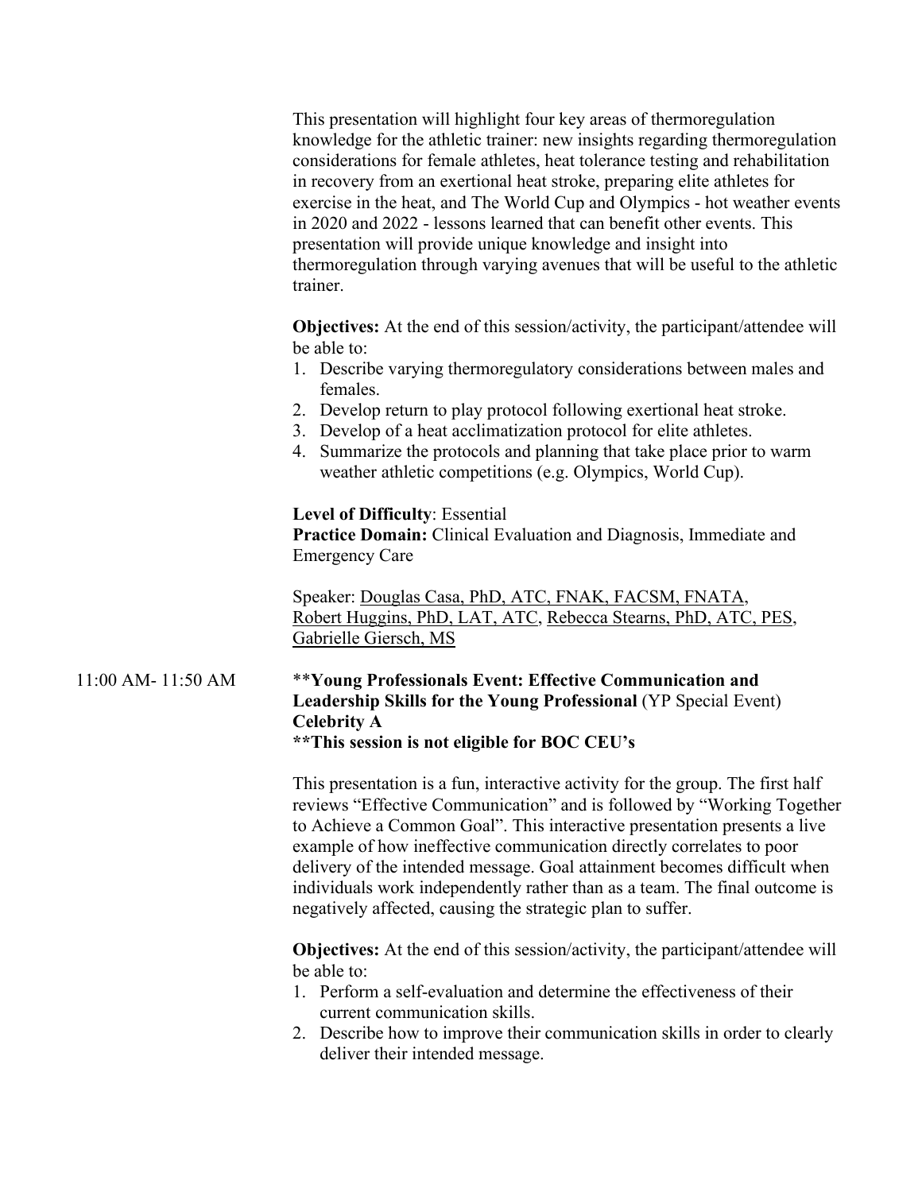This presentation will highlight four key areas of thermoregulation knowledge for the athletic trainer: new insights regarding thermoregulation considerations for female athletes, heat tolerance testing and rehabilitation in recovery from an exertional heat stroke, preparing elite athletes for exercise in the heat, and The World Cup and Olympics - hot weather events in 2020 and 2022 - lessons learned that can benefit other events. This presentation will provide unique knowledge and insight into thermoregulation through varying avenues that will be useful to the athletic trainer.

**Objectives:** At the end of this session/activity, the participant/attendee will be able to:

1. Describe varying thermoregulatory considerations between males and females.
2. Develop return to play protocol following exertional heat stroke.
3. Develop of a heat acclimatization protocol for elite athletes.
4. Summarize the protocols and planning that take place prior to warm weather athletic competitions (e.g. Olympics, World Cup).

**Level of Difficulty**: Essential
**Practice Domain:** Clinical Evaluation and Diagnosis, Immediate and Emergency Care

Speaker: Douglas Casa, PhD, ATC, FNAK, FACSM, FNATA, Robert Huggins, PhD, LAT, ATC, Rebecca Stearns, PhD, ATC, PES, Gabrielle Giersch, MS

11:00 AM- 11:50 AM

**Young Professionals Event: Effective Communication and Leadership Skills for the Young Professional** (YP Special Event)
**Celebrity A**
****This session is not eligible for BOC CEU's**

This presentation is a fun, interactive activity for the group. The first half reviews "Effective Communication" and is followed by "Working Together to Achieve a Common Goal". This interactive presentation presents a live example of how ineffective communication directly correlates to poor delivery of the intended message. Goal attainment becomes difficult when individuals work independently rather than as a team. The final outcome is negatively affected, causing the strategic plan to suffer.

**Objectives:** At the end of this session/activity, the participant/attendee will be able to:

1. Perform a self-evaluation and determine the effectiveness of their current communication skills.
2. Describe how to improve their communication skills in order to clearly deliver their intended message.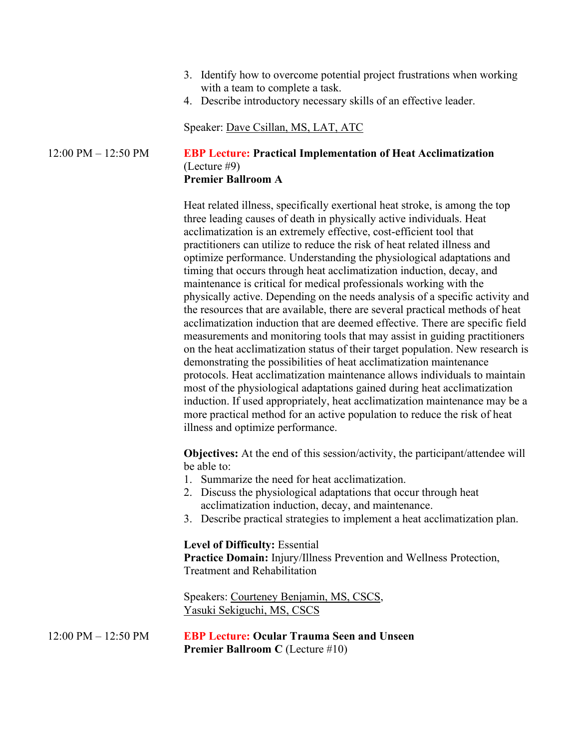3. Identify how to overcome potential project frustrations when working with a team to complete a task.
4. Describe introductory necessary skills of an effective leader.

Speaker: Dave Csillan, MS, LAT, ATC

12:00 PM – 12:50 PM

**EBP Lecture: Practical Implementation of Heat Acclimatization** (Lecture #9)
**Premier Ballroom A**

Heat related illness, specifically exertional heat stroke, is among the top three leading causes of death in physically active individuals. Heat acclimatization is an extremely effective, cost-efficient tool that practitioners can utilize to reduce the risk of heat related illness and optimize performance. Understanding the physiological adaptations and timing that occurs through heat acclimatization induction, decay, and maintenance is critical for medical professionals working with the physically active. Depending on the needs analysis of a specific activity and the resources that are available, there are several practical methods of heat acclimatization induction that are deemed effective. There are specific field measurements and monitoring tools that may assist in guiding practitioners on the heat acclimatization status of their target population. New research is demonstrating the possibilities of heat acclimatization maintenance protocols. Heat acclimatization maintenance allows individuals to maintain most of the physiological adaptations gained during heat acclimatization induction. If used appropriately, heat acclimatization maintenance may be a more practical method for an active population to reduce the risk of heat illness and optimize performance.

**Objectives:** At the end of this session/activity, the participant/attendee will be able to:

1. Summarize the need for heat acclimatization.
2. Discuss the physiological adaptations that occur through heat acclimatization induction, decay, and maintenance.
3. Describe practical strategies to implement a heat acclimatization plan.

**Level of Difficulty:** Essential
**Practice Domain:** Injury/Illness Prevention and Wellness Protection, Treatment and Rehabilitation

Speakers: Courteney Benjamin, MS, CSCS, Yasuki Sekiguchi, MS, CSCS

12:00 PM – 12:50 PM

**EBP Lecture: Ocular Trauma Seen and Unseen**
**Premier Ballroom C** (Lecture #10)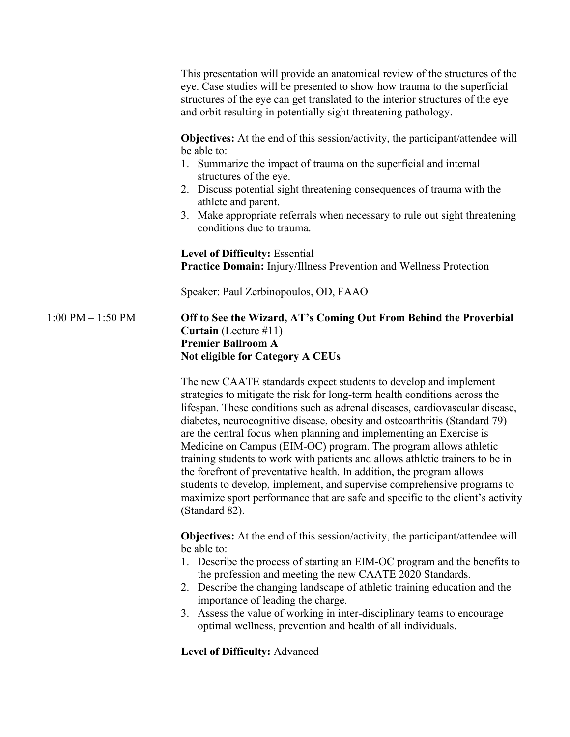This presentation will provide an anatomical review of the structures of the eye. Case studies will be presented to show how trauma to the superficial structures of the eye can get translated to the interior structures of the eye and orbit resulting in potentially sight threatening pathology.

**Objectives:** At the end of this session/activity, the participant/attendee will be able to:

1. Summarize the impact of trauma on the superficial and internal structures of the eye.
2. Discuss potential sight threatening consequences of trauma with the athlete and parent.
3. Make appropriate referrals when necessary to rule out sight threatening conditions due to trauma.

**Level of Difficulty:** Essential
**Practice Domain:** Injury/Illness Prevention and Wellness Protection

Speaker: Paul Zerbinopoulos, OD, FAAO

1:00 PM – 1:50 PM

**Off to See the Wizard, AT's Coming Out From Behind the Proverbial Curtain** (Lecture #11)
**Premier Ballroom A**
**Not eligible for Category A CEUs**

The new CAATE standards expect students to develop and implement strategies to mitigate the risk for long-term health conditions across the lifespan. These conditions such as adrenal diseases, cardiovascular disease, diabetes, neurocognitive disease, obesity and osteoarthritis (Standard 79) are the central focus when planning and implementing an Exercise is Medicine on Campus (EIM-OC) program. The program allows athletic training students to work with patients and allows athletic trainers to be in the forefront of preventative health. In addition, the program allows students to develop, implement, and supervise comprehensive programs to maximize sport performance that are safe and specific to the client's activity (Standard 82).

**Objectives:** At the end of this session/activity, the participant/attendee will be able to:

1. Describe the process of starting an EIM-OC program and the benefits to the profession and meeting the new CAATE 2020 Standards.
2. Describe the changing landscape of athletic training education and the importance of leading the charge.
3. Assess the value of working in inter-disciplinary teams to encourage optimal wellness, prevention and health of all individuals.

**Level of Difficulty:** Advanced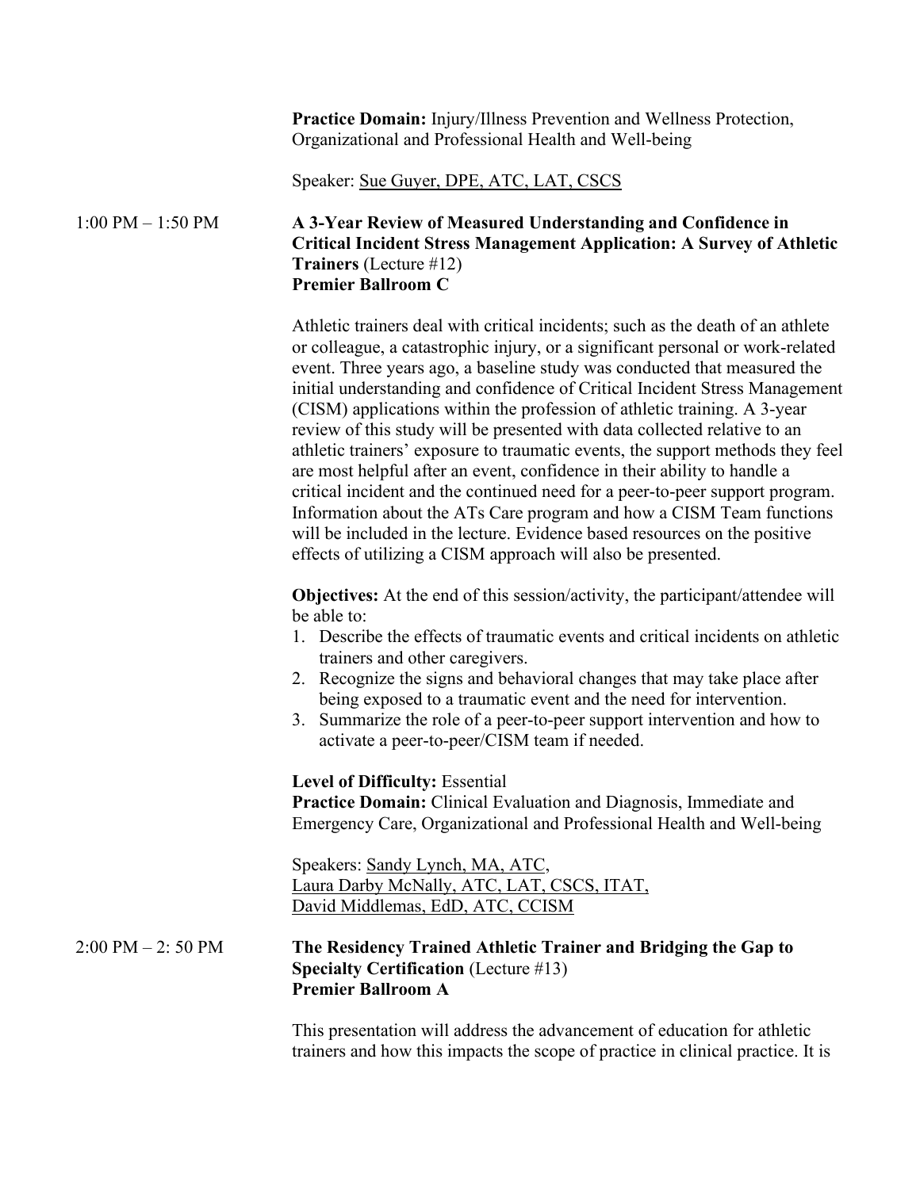**Practice Domain:** Injury/Illness Prevention and Wellness Protection, Organizational and Professional Health and Well-being

Speaker: Sue Guyer, DPE, ATC, LAT, CSCS

1:00 PM – 1:50 PM

**A 3-Year Review of Measured Understanding and Confidence in Critical Incident Stress Management Application: A Survey of Athletic Trainers** (Lecture #12)
**Premier Ballroom C**

Athletic trainers deal with critical incidents; such as the death of an athlete or colleague, a catastrophic injury, or a significant personal or work-related event. Three years ago, a baseline study was conducted that measured the initial understanding and confidence of Critical Incident Stress Management (CISM) applications within the profession of athletic training. A 3-year review of this study will be presented with data collected relative to an athletic trainers' exposure to traumatic events, the support methods they feel are most helpful after an event, confidence in their ability to handle a critical incident and the continued need for a peer-to-peer support program. Information about the ATs Care program and how a CISM Team functions will be included in the lecture. Evidence based resources on the positive effects of utilizing a CISM approach will also be presented.

**Objectives:** At the end of this session/activity, the participant/attendee will be able to:

1. Describe the effects of traumatic events and critical incidents on athletic trainers and other caregivers.
2. Recognize the signs and behavioral changes that may take place after being exposed to a traumatic event and the need for intervention.
3. Summarize the role of a peer-to-peer support intervention and how to activate a peer-to-peer/CISM team if needed.

**Level of Difficulty:** Essential
**Practice Domain:** Clinical Evaluation and Diagnosis, Immediate and Emergency Care, Organizational and Professional Health and Well-being

Speakers: Sandy Lynch, MA, ATC,
Laura Darby McNally, ATC, LAT, CSCS, ITAT,
David Middlemas, EdD, ATC, CCISM

2:00 PM – 2: 50 PM

**The Residency Trained Athletic Trainer and Bridging the Gap to Specialty Certification** (Lecture #13)
**Premier Ballroom A**

This presentation will address the advancement of education for athletic trainers and how this impacts the scope of practice in clinical practice. It is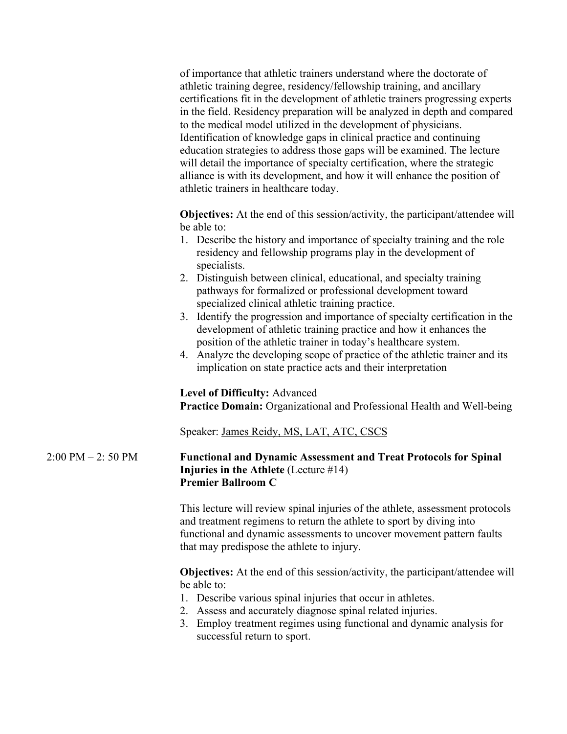of importance that athletic trainers understand where the doctorate of athletic training degree, residency/fellowship training, and ancillary certifications fit in the development of athletic trainers progressing experts in the field. Residency preparation will be analyzed in depth and compared to the medical model utilized in the development of physicians. Identification of knowledge gaps in clinical practice and continuing education strategies to address those gaps will be examined. The lecture will detail the importance of specialty certification, where the strategic alliance is with its development, and how it will enhance the position of athletic trainers in healthcare today.

**Objectives:** At the end of this session/activity, the participant/attendee will be able to:

1. Describe the history and importance of specialty training and the role residency and fellowship programs play in the development of specialists.
2. Distinguish between clinical, educational, and specialty training pathways for formalized or professional development toward specialized clinical athletic training practice.
3. Identify the progression and importance of specialty certification in the development of athletic training practice and how it enhances the position of the athletic trainer in today's healthcare system.
4. Analyze the developing scope of practice of the athletic trainer and its implication on state practice acts and their interpretation

**Level of Difficulty:** Advanced
**Practice Domain:** Organizational and Professional Health and Well-being

Speaker: James Reidy, MS, LAT, ATC, CSCS

2:00 PM – 2: 50 PM

**Functional and Dynamic Assessment and Treat Protocols for Spinal Injuries in the Athlete** (Lecture #14)
**Premier Ballroom C**

This lecture will review spinal injuries of the athlete, assessment protocols and treatment regimens to return the athlete to sport by diving into functional and dynamic assessments to uncover movement pattern faults that may predispose the athlete to injury.

**Objectives:** At the end of this session/activity, the participant/attendee will be able to:

1. Describe various spinal injuries that occur in athletes.
2. Assess and accurately diagnose spinal related injuries.
3. Employ treatment regimes using functional and dynamic analysis for successful return to sport.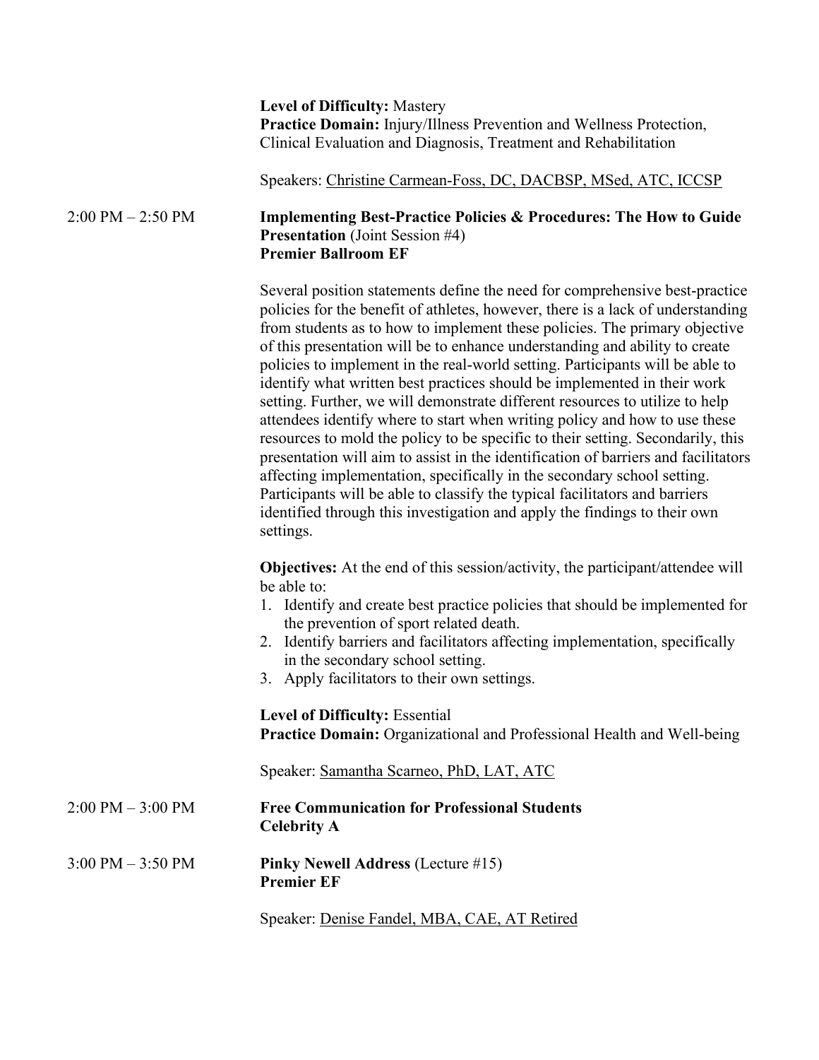**Level of Difficulty:** Mastery
**Practice Domain:** Injury/Illness Prevention and Wellness Protection, Clinical Evaluation and Diagnosis, Treatment and Rehabilitation

Speakers: Christine Carmean-Foss, DC, DACBSP, MSed, ATC, ICCSP

2:00 PM – 2:50 PM

**Implementing Best-Practice Policies & Procedures: The How to Guide Presentation** (Joint Session #4)
**Premier Ballroom EF**

Several position statements define the need for comprehensive best-practice policies for the benefit of athletes, however, there is a lack of understanding from students as to how to implement these policies. The primary objective of this presentation will be to enhance understanding and ability to create policies to implement in the real-world setting. Participants will be able to identify what written best practices should be implemented in their work setting. Further, we will demonstrate different resources to utilize to help attendees identify where to start when writing policy and how to use these resources to mold the policy to be specific to their setting. Secondarily, this presentation will aim to assist in the identification of barriers and facilitators affecting implementation, specifically in the secondary school setting. Participants will be able to classify the typical facilitators and barriers identified through this investigation and apply the findings to their own settings.

**Objectives:** At the end of this session/activity, the participant/attendee will be able to:

1. Identify and create best practice policies that should be implemented for the prevention of sport related death.
2. Identify barriers and facilitators affecting implementation, specifically in the secondary school setting.
3. Apply facilitators to their own settings.

**Level of Difficulty:** Essential
**Practice Domain:** Organizational and Professional Health and Well-being

Speaker: Samantha Scarneo, PhD, LAT, ATC

2:00 PM – 3:00 PM

**Free Communication for Professional Students**
**Celebrity A**

3:00 PM – 3:50 PM

**Pinky Newell Address** (Lecture #15)
**Premier EF**

Speaker: Denise Fandel, MBA, CAE, AT Retired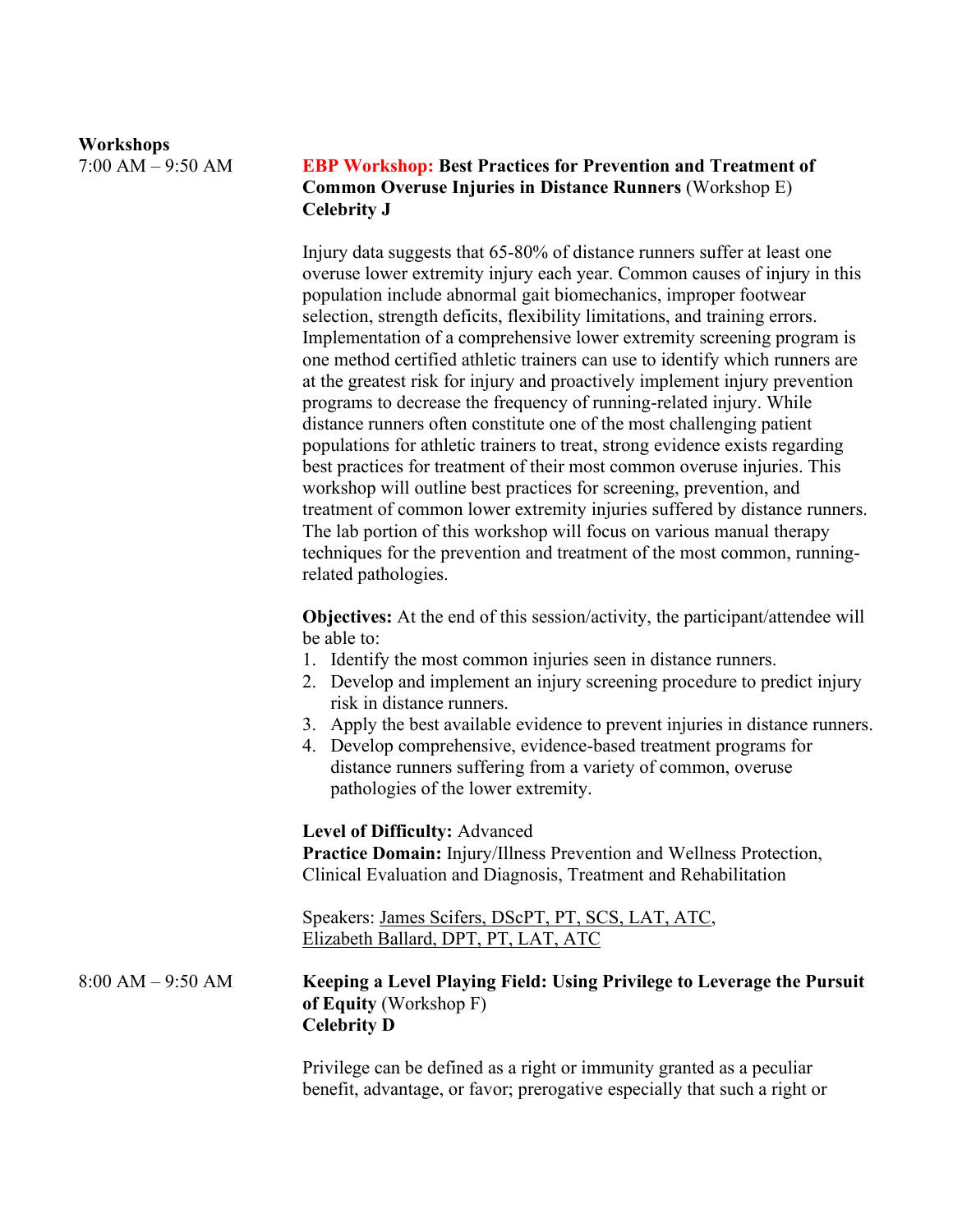## Workshops

**7:00 AM – 9:50 AM**

**EBP Workshop: Best Practices for Prevention and Treatment of Common Overuse Injuries in Distance Runners** (Workshop E)
**Celebrity J**

Injury data suggests that 65-80% of distance runners suffer at least one overuse lower extremity injury each year. Common causes of injury in this population include abnormal gait biomechanics, improper footwear selection, strength deficits, flexibility limitations, and training errors. Implementation of a comprehensive lower extremity screening program is one method certified athletic trainers can use to identify which runners are at the greatest risk for injury and proactively implement injury prevention programs to decrease the frequency of running-related injury. While distance runners often constitute one of the most challenging patient populations for athletic trainers to treat, strong evidence exists regarding best practices for treatment of their most common overuse injuries. This workshop will outline best practices for screening, prevention, and treatment of common lower extremity injuries suffered by distance runners. The lab portion of this workshop will focus on various manual therapy techniques for the prevention and treatment of the most common, running-related pathologies.

**Objectives:** At the end of this session/activity, the participant/attendee will be able to:

1. Identify the most common injuries seen in distance runners.
2. Develop and implement an injury screening procedure to predict injury risk in distance runners.
3. Apply the best available evidence to prevent injuries in distance runners.
4. Develop comprehensive, evidence-based treatment programs for distance runners suffering from a variety of common, overuse pathologies of the lower extremity.

**Level of Difficulty:** Advanced
**Practice Domain:** Injury/Illness Prevention and Wellness Protection, Clinical Evaluation and Diagnosis, Treatment and Rehabilitation

Speakers: James Scifers, DScPT, PT, SCS, LAT, ATC, Elizabeth Ballard, DPT, PT, LAT, ATC

**8:00 AM – 9:50 AM**

**Keeping a Level Playing Field: Using Privilege to Leverage the Pursuit of Equity** (Workshop F)
**Celebrity D**

Privilege can be defined as a right or immunity granted as a peculiar benefit, advantage, or favor; prerogative especially that such a right or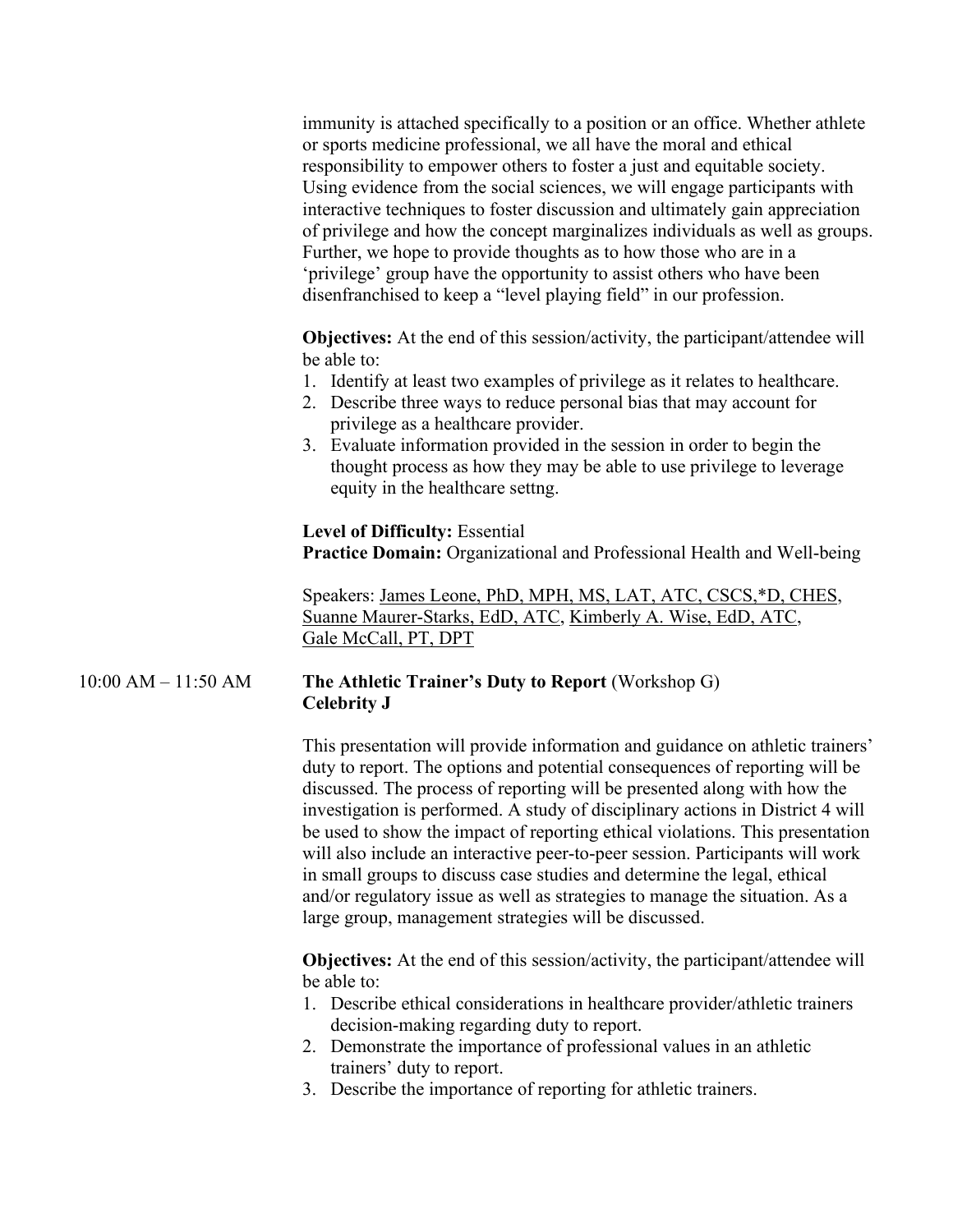immunity is attached specifically to a position or an office. Whether athlete or sports medicine professional, we all have the moral and ethical responsibility to empower others to foster a just and equitable society. Using evidence from the social sciences, we will engage participants with interactive techniques to foster discussion and ultimately gain appreciation of privilege and how the concept marginalizes individuals as well as groups. Further, we hope to provide thoughts as to how those who are in a 'privilege' group have the opportunity to assist others who have been disenfranchised to keep a "level playing field" in our profession.

**Objectives:** At the end of this session/activity, the participant/attendee will be able to:

1. Identify at least two examples of privilege as it relates to healthcare.
2. Describe three ways to reduce personal bias that may account for privilege as a healthcare provider.
3. Evaluate information provided in the session in order to begin the thought process as how they may be able to use privilege to leverage equity in the healthcare settng.

**Level of Difficulty:** Essential
**Practice Domain:** Organizational and Professional Health and Well-being

Speakers: James Leone, PhD, MPH, MS, LAT, ATC, CSCS,*D, CHES, Suanne Maurer-Starks, EdD, ATC, Kimberly A. Wise, EdD, ATC, Gale McCall, PT, DPT

10:00 AM – 11:50 AM **The Athletic Trainer's Duty to Report** (Workshop G)
**Celebrity J**

This presentation will provide information and guidance on athletic trainers' duty to report. The options and potential consequences of reporting will be discussed. The process of reporting will be presented along with how the investigation is performed. A study of disciplinary actions in District 4 will be used to show the impact of reporting ethical violations. This presentation will also include an interactive peer-to-peer session. Participants will work in small groups to discuss case studies and determine the legal, ethical and/or regulatory issue as well as strategies to manage the situation. As a large group, management strategies will be discussed.

**Objectives:** At the end of this session/activity, the participant/attendee will be able to:

1. Describe ethical considerations in healthcare provider/athletic trainers decision-making regarding duty to report.
2. Demonstrate the importance of professional values in an athletic trainers' duty to report.
3. Describe the importance of reporting for athletic trainers.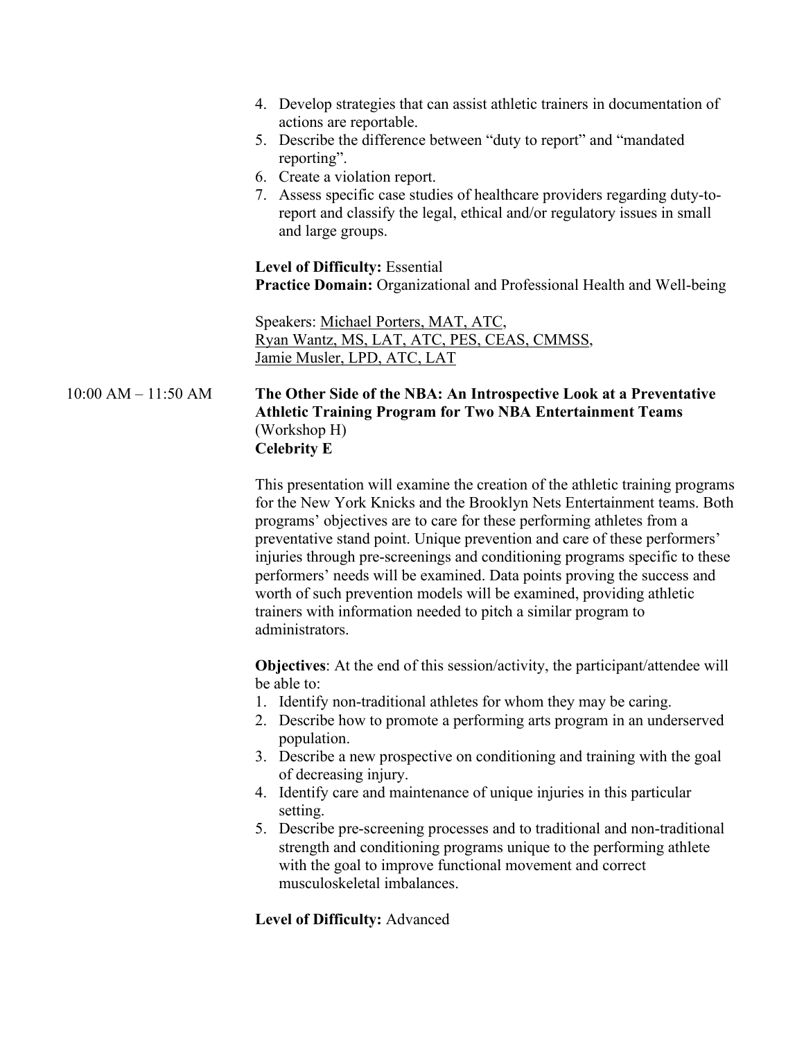4. Develop strategies that can assist athletic trainers in documentation of actions are reportable.
5. Describe the difference between "duty to report" and "mandated reporting".
6. Create a violation report.
7. Assess specific case studies of healthcare providers regarding duty-to-report and classify the legal, ethical and/or regulatory issues in small and large groups.

**Level of Difficulty:** Essential
**Practice Domain:** Organizational and Professional Health and Well-being

Speakers: Michael Porters, MAT, ATC,
Ryan Wantz, MS, LAT, ATC, PES, CEAS, CMMSS,
Jamie Musler, LPD, ATC, LAT

10:00 AM – 11:50 AM

**The Other Side of the NBA: An Introspective Look at a Preventative Athletic Training Program for Two NBA Entertainment Teams**
(Workshop H)
**Celebrity E**

This presentation will examine the creation of the athletic training programs for the New York Knicks and the Brooklyn Nets Entertainment teams. Both programs' objectives are to care for these performing athletes from a preventative stand point. Unique prevention and care of these performers' injuries through pre-screenings and conditioning programs specific to these performers' needs will be examined. Data points proving the success and worth of such prevention models will be examined, providing athletic trainers with information needed to pitch a similar program to administrators.

**Objectives**: At the end of this session/activity, the participant/attendee will be able to:

1. Identify non-traditional athletes for whom they may be caring.
2. Describe how to promote a performing arts program in an underserved population.
3. Describe a new prospective on conditioning and training with the goal of decreasing injury.
4. Identify care and maintenance of unique injuries in this particular setting.
5. Describe pre-screening processes and to traditional and non-traditional strength and conditioning programs unique to the performing athlete with the goal to improve functional movement and correct musculoskeletal imbalances.

**Level of Difficulty:** Advanced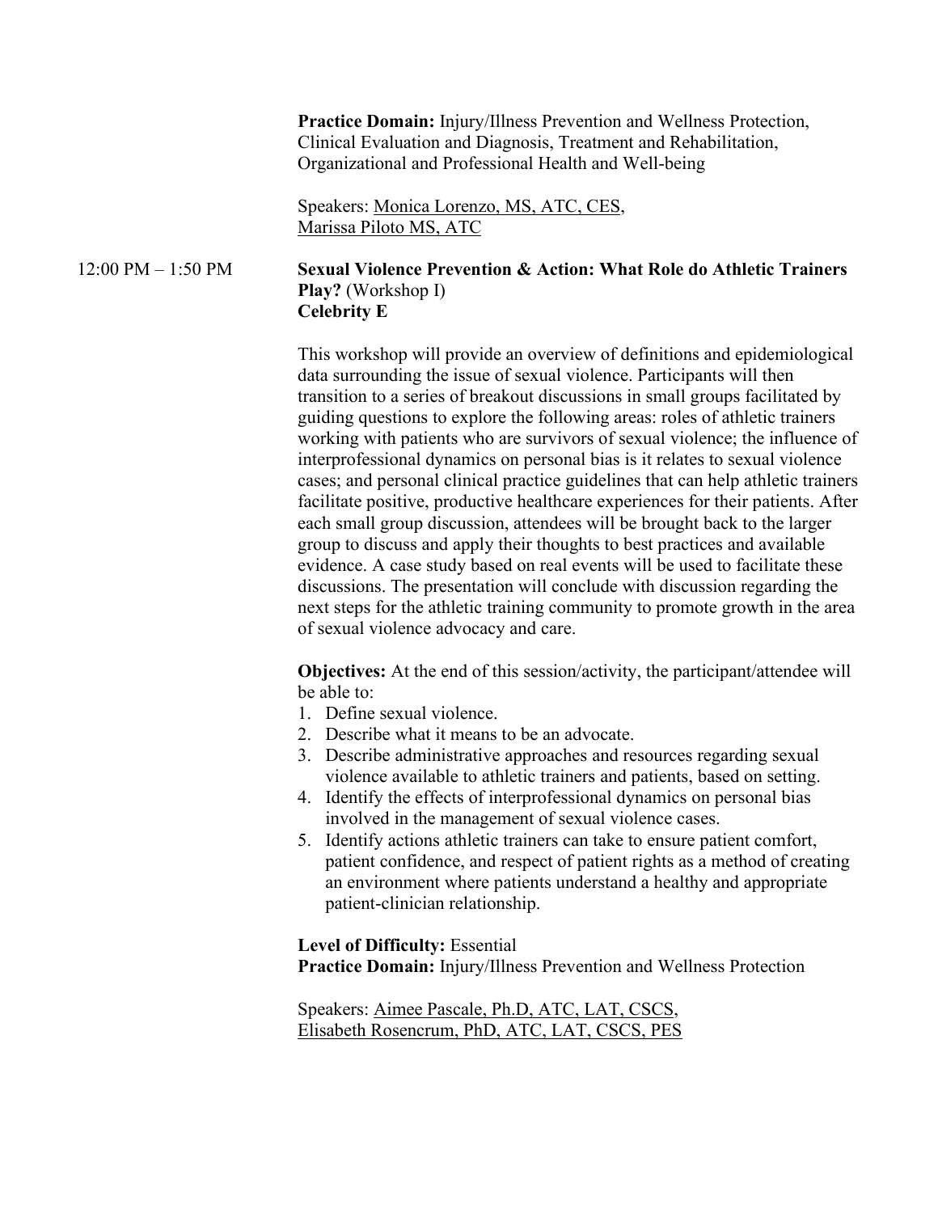**Practice Domain:** Injury/Illness Prevention and Wellness Protection, Clinical Evaluation and Diagnosis, Treatment and Rehabilitation, Organizational and Professional Health and Well-being

Speakers: Monica Lorenzo, MS, ATC, CES,
Marissa Piloto MS, ATC

12:00 PM – 1:50 PM

**Sexual Violence Prevention & Action: What Role do Athletic Trainers Play?** (Workshop I)
**Celebrity E**

This workshop will provide an overview of definitions and epidemiological data surrounding the issue of sexual violence. Participants will then transition to a series of breakout discussions in small groups facilitated by guiding questions to explore the following areas: roles of athletic trainers working with patients who are survivors of sexual violence; the influence of interprofessional dynamics on personal bias is it relates to sexual violence cases; and personal clinical practice guidelines that can help athletic trainers facilitate positive, productive healthcare experiences for their patients. After each small group discussion, attendees will be brought back to the larger group to discuss and apply their thoughts to best practices and available evidence. A case study based on real events will be used to facilitate these discussions. The presentation will conclude with discussion regarding the next steps for the athletic training community to promote growth in the area of sexual violence advocacy and care.

**Objectives:** At the end of this session/activity, the participant/attendee will be able to:

1. Define sexual violence.
2. Describe what it means to be an advocate.
3. Describe administrative approaches and resources regarding sexual violence available to athletic trainers and patients, based on setting.
4. Identify the effects of interprofessional dynamics on personal bias involved in the management of sexual violence cases.
5. Identify actions athletic trainers can take to ensure patient comfort, patient confidence, and respect of patient rights as a method of creating an environment where patients understand a healthy and appropriate patient-clinician relationship.

**Level of Difficulty:** Essential
**Practice Domain:** Injury/Illness Prevention and Wellness Protection

Speakers: Aimee Pascale, Ph.D, ATC, LAT, CSCS,
Elisabeth Rosencrum, PhD, ATC, LAT, CSCS, PES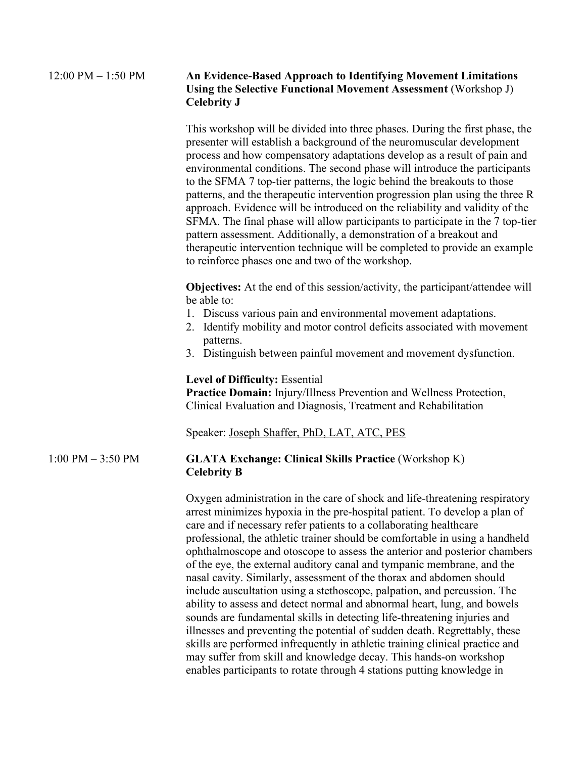12:00 PM – 1:50 PM

**An Evidence-Based Approach to Identifying Movement Limitations Using the Selective Functional Movement Assessment** (Workshop J)
**Celebrity J**

This workshop will be divided into three phases. During the first phase, the presenter will establish a background of the neuromuscular development process and how compensatory adaptations develop as a result of pain and environmental conditions. The second phase will introduce the participants to the SFMA 7 top-tier patterns, the logic behind the breakouts to those patterns, and the therapeutic intervention progression plan using the three R approach. Evidence will be introduced on the reliability and validity of the SFMA. The final phase will allow participants to participate in the 7 top-tier pattern assessment. Additionally, a demonstration of a breakout and therapeutic intervention technique will be completed to provide an example to reinforce phases one and two of the workshop.

**Objectives:** At the end of this session/activity, the participant/attendee will be able to:

1. Discuss various pain and environmental movement adaptations.
2. Identify mobility and motor control deficits associated with movement patterns.
3. Distinguish between painful movement and movement dysfunction.

**Level of Difficulty:** Essential
**Practice Domain:** Injury/Illness Prevention and Wellness Protection, Clinical Evaluation and Diagnosis, Treatment and Rehabilitation

Speaker: Joseph Shaffer, PhD, LAT, ATC, PES

1:00 PM – 3:50 PM

**GLATA Exchange: Clinical Skills Practice** (Workshop K)
**Celebrity B**

Oxygen administration in the care of shock and life-threatening respiratory arrest minimizes hypoxia in the pre-hospital patient. To develop a plan of care and if necessary refer patients to a collaborating healthcare professional, the athletic trainer should be comfortable in using a handheld ophthalmoscope and otoscope to assess the anterior and posterior chambers of the eye, the external auditory canal and tympanic membrane, and the nasal cavity. Similarly, assessment of the thorax and abdomen should include auscultation using a stethoscope, palpation, and percussion. The ability to assess and detect normal and abnormal heart, lung, and bowels sounds are fundamental skills in detecting life-threatening injuries and illnesses and preventing the potential of sudden death. Regrettably, these skills are performed infrequently in athletic training clinical practice and may suffer from skill and knowledge decay. This hands-on workshop enables participants to rotate through 4 stations putting knowledge in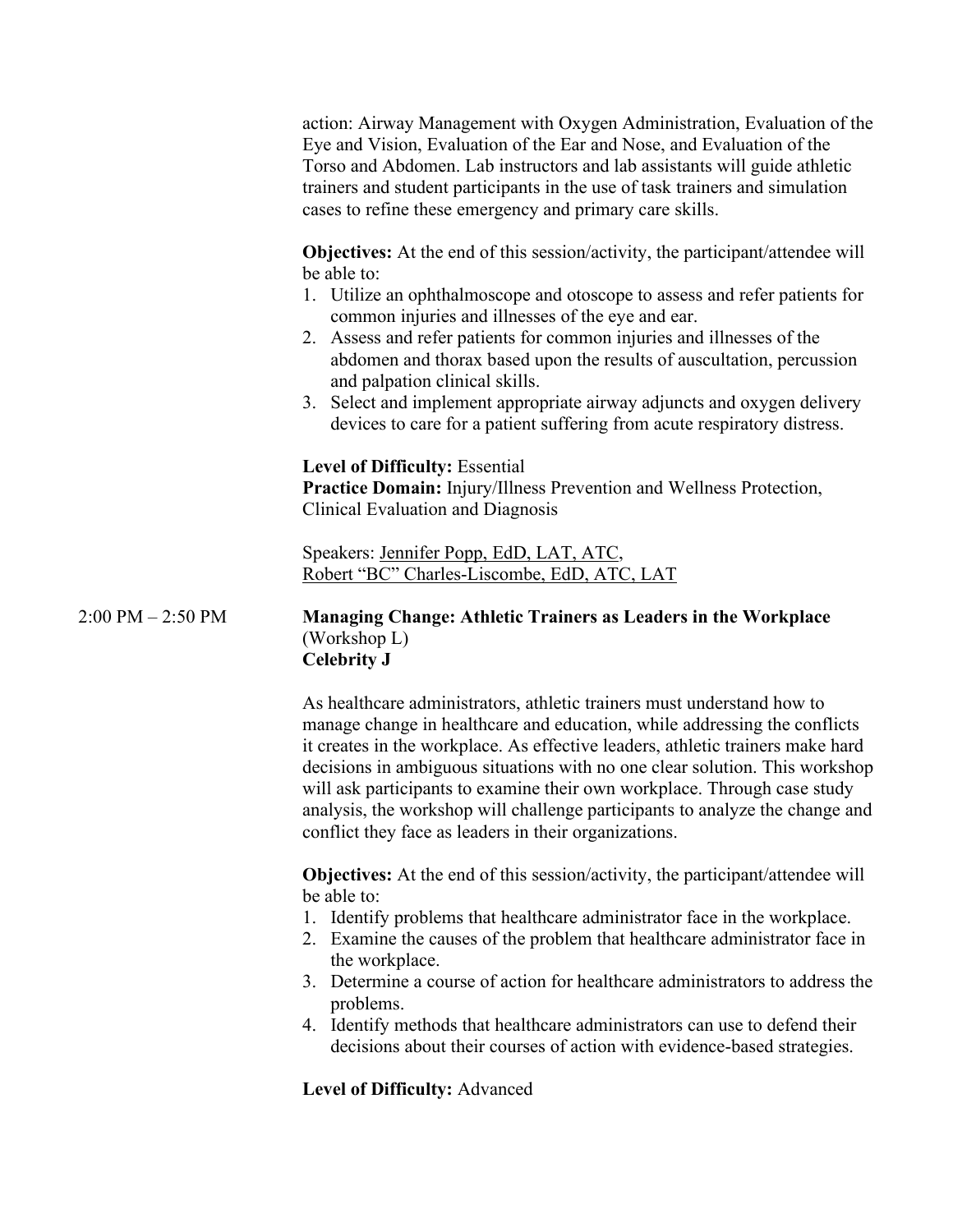action: Airway Management with Oxygen Administration, Evaluation of the Eye and Vision, Evaluation of the Ear and Nose, and Evaluation of the Torso and Abdomen. Lab instructors and lab assistants will guide athletic trainers and student participants in the use of task trainers and simulation cases to refine these emergency and primary care skills.

**Objectives:** At the end of this session/activity, the participant/attendee will be able to:

1. Utilize an ophthalmoscope and otoscope to assess and refer patients for common injuries and illnesses of the eye and ear.
2. Assess and refer patients for common injuries and illnesses of the abdomen and thorax based upon the results of auscultation, percussion and palpation clinical skills.
3. Select and implement appropriate airway adjuncts and oxygen delivery devices to care for a patient suffering from acute respiratory distress.

**Level of Difficulty:** Essential
**Practice Domain:** Injury/Illness Prevention and Wellness Protection, Clinical Evaluation and Diagnosis

Speakers: Jennifer Popp, EdD, LAT, ATC,
Robert "BC" Charles-Liscombe, EdD, ATC, LAT

2:00 PM – 2:50 PM

**Managing Change: Athletic Trainers as Leaders in the Workplace** (Workshop L)
**Celebrity J**

As healthcare administrators, athletic trainers must understand how to manage change in healthcare and education, while addressing the conflicts it creates in the workplace. As effective leaders, athletic trainers make hard decisions in ambiguous situations with no one clear solution. This workshop will ask participants to examine their own workplace. Through case study analysis, the workshop will challenge participants to analyze the change and conflict they face as leaders in their organizations.

**Objectives:** At the end of this session/activity, the participant/attendee will be able to:

1. Identify problems that healthcare administrator face in the workplace.
2. Examine the causes of the problem that healthcare administrator face in the workplace.
3. Determine a course of action for healthcare administrators to address the problems.
4. Identify methods that healthcare administrators can use to defend their decisions about their courses of action with evidence-based strategies.

**Level of Difficulty:** Advanced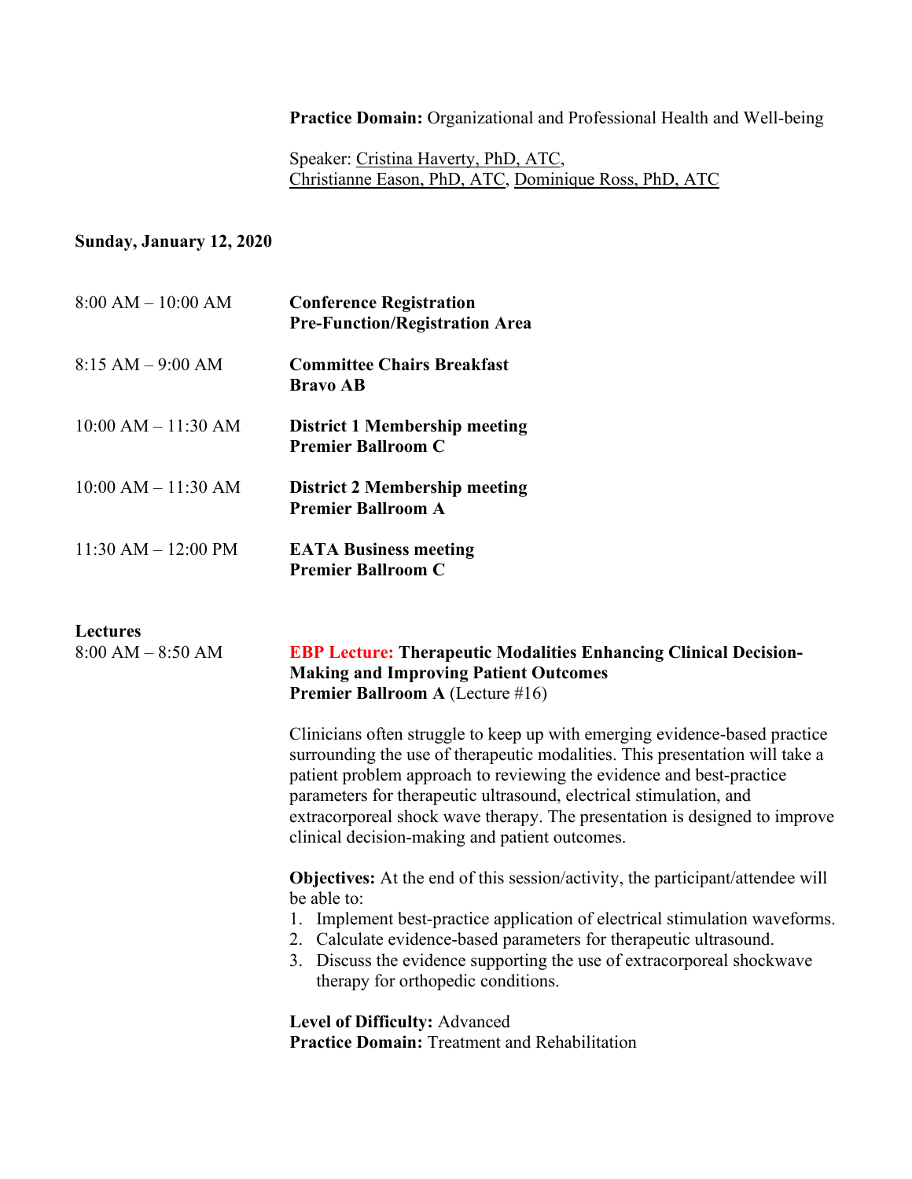**Practice Domain:** Organizational and Professional Health and Well-being

Speaker: Cristina Haverty, PhD, ATC, Christianne Eason, PhD, ATC, Dominique Ross, PhD, ATC

**Sunday, January 12, 2020**

8:00 AM – 10:00 AM — **Conference Registration**
**Pre-Function/Registration Area**

8:15 AM – 9:00 AM — **Committee Chairs Breakfast**
**Bravo AB**

10:00 AM – 11:30 AM — **District 1 Membership meeting**
**Premier Ballroom C**

10:00 AM – 11:30 AM — **District 2 Membership meeting**
**Premier Ballroom A**

11:30 AM – 12:00 PM — **EATA Business meeting**
**Premier Ballroom C**

**Lectures**

8:00 AM – 8:50 AM — **EBP Lecture: Therapeutic Modalities Enhancing Clinical Decision-Making and Improving Patient Outcomes**
**Premier Ballroom A** (Lecture #16)

Clinicians often struggle to keep up with emerging evidence-based practice surrounding the use of therapeutic modalities. This presentation will take a patient problem approach to reviewing the evidence and best-practice parameters for therapeutic ultrasound, electrical stimulation, and extracorporeal shock wave therapy. The presentation is designed to improve clinical decision-making and patient outcomes.

**Objectives:** At the end of this session/activity, the participant/attendee will be able to:

1. Implement best-practice application of electrical stimulation waveforms.
2. Calculate evidence-based parameters for therapeutic ultrasound.
3. Discuss the evidence supporting the use of extracorporeal shockwave therapy for orthopedic conditions.

**Level of Difficulty:** Advanced
**Practice Domain:** Treatment and Rehabilitation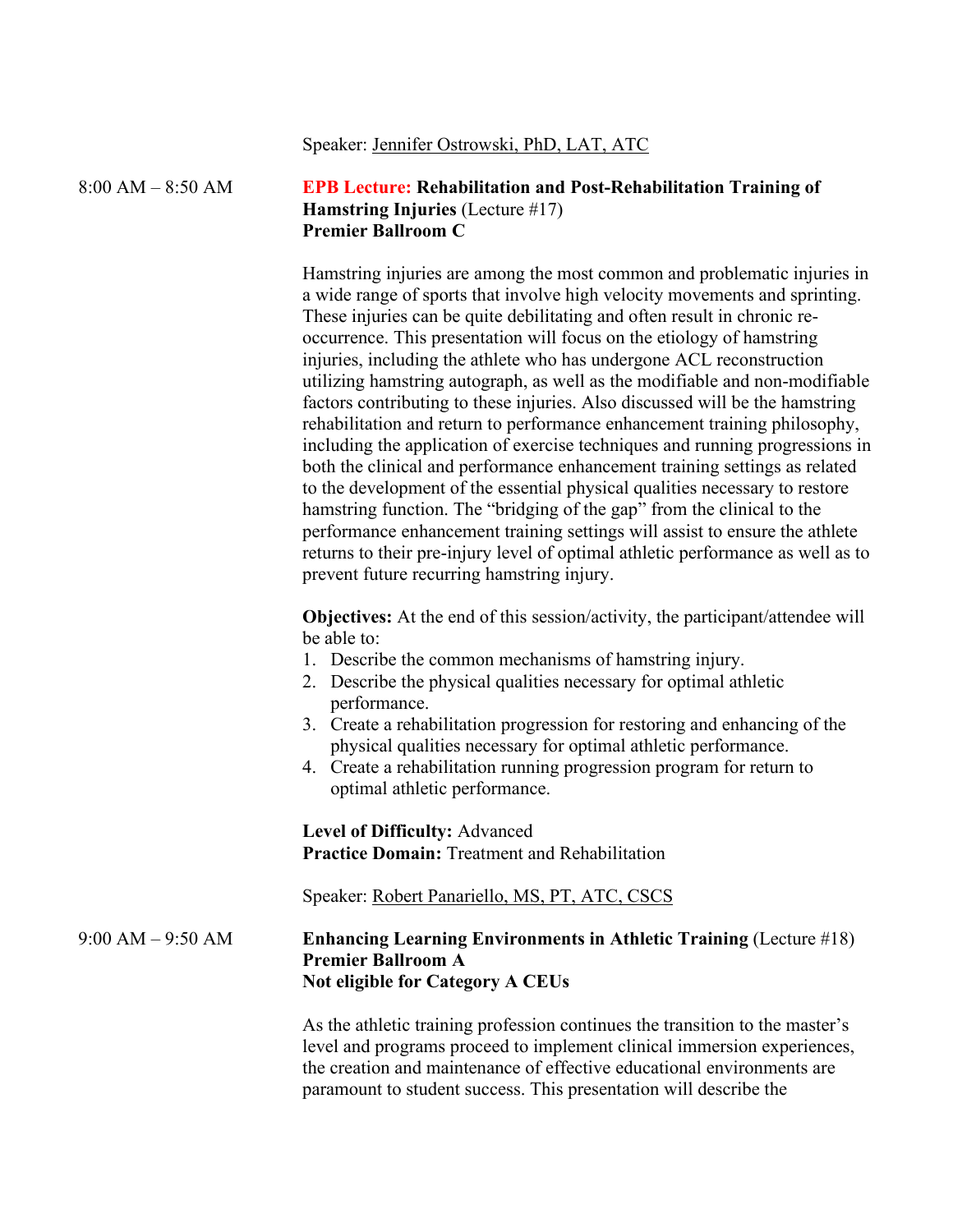Speaker: Jennifer Ostrowski, PhD, LAT, ATC

8:00 AM – 8:50 AM

**EPB Lecture: Rehabilitation and Post-Rehabilitation Training of Hamstring Injuries** (Lecture #17)
**Premier Ballroom C**

Hamstring injuries are among the most common and problematic injuries in a wide range of sports that involve high velocity movements and sprinting. These injuries can be quite debilitating and often result in chronic re-occurrence. This presentation will focus on the etiology of hamstring injuries, including the athlete who has undergone ACL reconstruction utilizing hamstring autograph, as well as the modifiable and non-modifiable factors contributing to these injuries. Also discussed will be the hamstring rehabilitation and return to performance enhancement training philosophy, including the application of exercise techniques and running progressions in both the clinical and performance enhancement training settings as related to the development of the essential physical qualities necessary to restore hamstring function. The "bridging of the gap" from the clinical to the performance enhancement training settings will assist to ensure the athlete returns to their pre-injury level of optimal athletic performance as well as to prevent future recurring hamstring injury.

**Objectives:** At the end of this session/activity, the participant/attendee will be able to:

1. Describe the common mechanisms of hamstring injury.
2. Describe the physical qualities necessary for optimal athletic performance.
3. Create a rehabilitation progression for restoring and enhancing of the physical qualities necessary for optimal athletic performance.
4. Create a rehabilitation running progression program for return to optimal athletic performance.

**Level of Difficulty:** Advanced
**Practice Domain:** Treatment and Rehabilitation

Speaker: Robert Panariello, MS, PT, ATC, CSCS

9:00 AM – 9:50 AM

**Enhancing Learning Environments in Athletic Training** (Lecture #18)
**Premier Ballroom A**
**Not eligible for Category A CEUs**

As the athletic training profession continues the transition to the master's level and programs proceed to implement clinical immersion experiences, the creation and maintenance of effective educational environments are paramount to student success. This presentation will describe the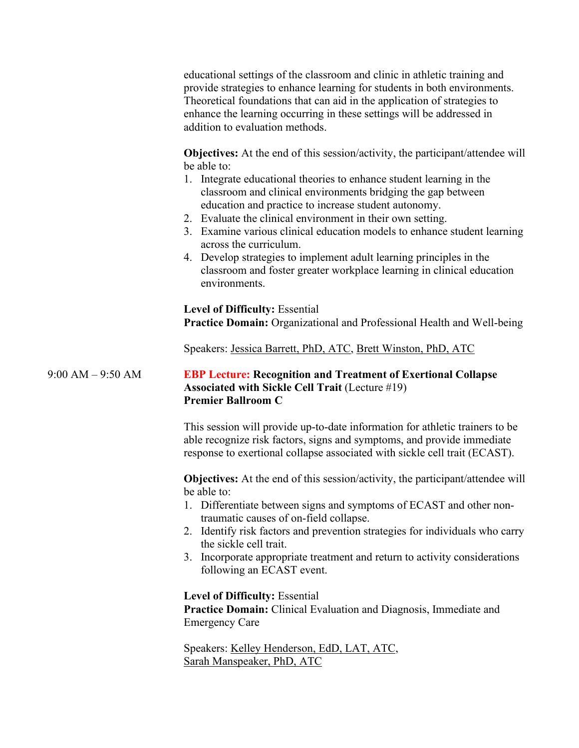educational settings of the classroom and clinic in athletic training and provide strategies to enhance learning for students in both environments. Theoretical foundations that can aid in the application of strategies to enhance the learning occurring in these settings will be addressed in addition to evaluation methods.

**Objectives:** At the end of this session/activity, the participant/attendee will be able to:

1. Integrate educational theories to enhance student learning in the classroom and clinical environments bridging the gap between education and practice to increase student autonomy.
2. Evaluate the clinical environment in their own setting.
3. Examine various clinical education models to enhance student learning across the curriculum.
4. Develop strategies to implement adult learning principles in the classroom and foster greater workplace learning in clinical education environments.

**Level of Difficulty:** Essential
**Practice Domain:** Organizational and Professional Health and Well-being

Speakers: Jessica Barrett, PhD, ATC, Brett Winston, PhD, ATC

9:00 AM – 9:50 AM

**EBP Lecture: Recognition and Treatment of Exertional Collapse Associated with Sickle Cell Trait** (Lecture #19)
**Premier Ballroom C**

This session will provide up-to-date information for athletic trainers to be able recognize risk factors, signs and symptoms, and provide immediate response to exertional collapse associated with sickle cell trait (ECAST).

**Objectives:** At the end of this session/activity, the participant/attendee will be able to:

1. Differentiate between signs and symptoms of ECAST and other non-traumatic causes of on-field collapse.
2. Identify risk factors and prevention strategies for individuals who carry the sickle cell trait.
3. Incorporate appropriate treatment and return to activity considerations following an ECAST event.

**Level of Difficulty:** Essential
**Practice Domain:** Clinical Evaluation and Diagnosis, Immediate and Emergency Care

Speakers: Kelley Henderson, EdD, LAT, ATC, Sarah Manspeaker, PhD, ATC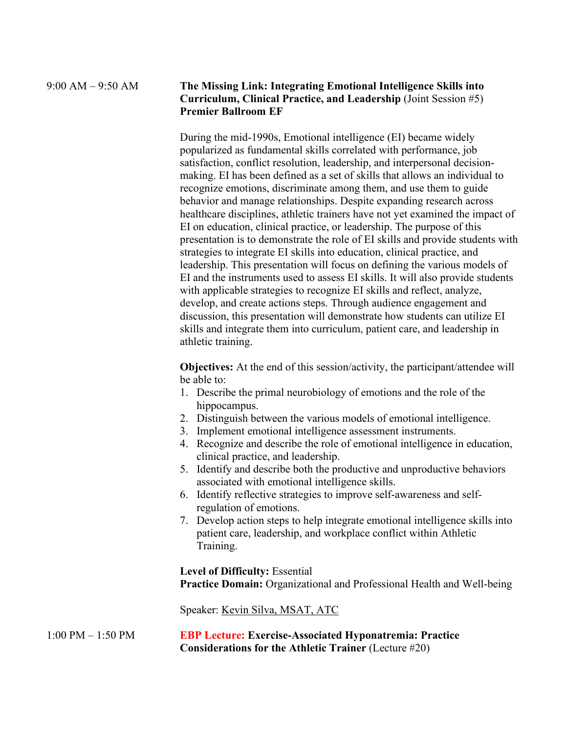9:00 AM – 9:50 AM

**The Missing Link: Integrating Emotional Intelligence Skills into Curriculum, Clinical Practice, and Leadership** (Joint Session #5)
**Premier Ballroom EF**

During the mid-1990s, Emotional intelligence (EI) became widely popularized as fundamental skills correlated with performance, job satisfaction, conflict resolution, leadership, and interpersonal decision-making. EI has been defined as a set of skills that allows an individual to recognize emotions, discriminate among them, and use them to guide behavior and manage relationships. Despite expanding research across healthcare disciplines, athletic trainers have not yet examined the impact of EI on education, clinical practice, or leadership. The purpose of this presentation is to demonstrate the role of EI skills and provide students with strategies to integrate EI skills into education, clinical practice, and leadership. This presentation will focus on defining the various models of EI and the instruments used to assess EI skills. It will also provide students with applicable strategies to recognize EI skills and reflect, analyze, develop, and create actions steps. Through audience engagement and discussion, this presentation will demonstrate how students can utilize EI skills and integrate them into curriculum, patient care, and leadership in athletic training.

**Objectives:** At the end of this session/activity, the participant/attendee will be able to:

1. Describe the primal neurobiology of emotions and the role of the hippocampus.
2. Distinguish between the various models of emotional intelligence.
3. Implement emotional intelligence assessment instruments.
4. Recognize and describe the role of emotional intelligence in education, clinical practice, and leadership.
5. Identify and describe both the productive and unproductive behaviors associated with emotional intelligence skills.
6. Identify reflective strategies to improve self-awareness and self-regulation of emotions.
7. Develop action steps to help integrate emotional intelligence skills into patient care, leadership, and workplace conflict within Athletic Training.

**Level of Difficulty:** Essential
**Practice Domain:** Organizational and Professional Health and Well-being

Speaker: Kevin Silva, MSAT, ATC

1:00 PM – 1:50 PM

**EBP Lecture: Exercise-Associated Hyponatremia: Practice Considerations for the Athletic Trainer** (Lecture #20)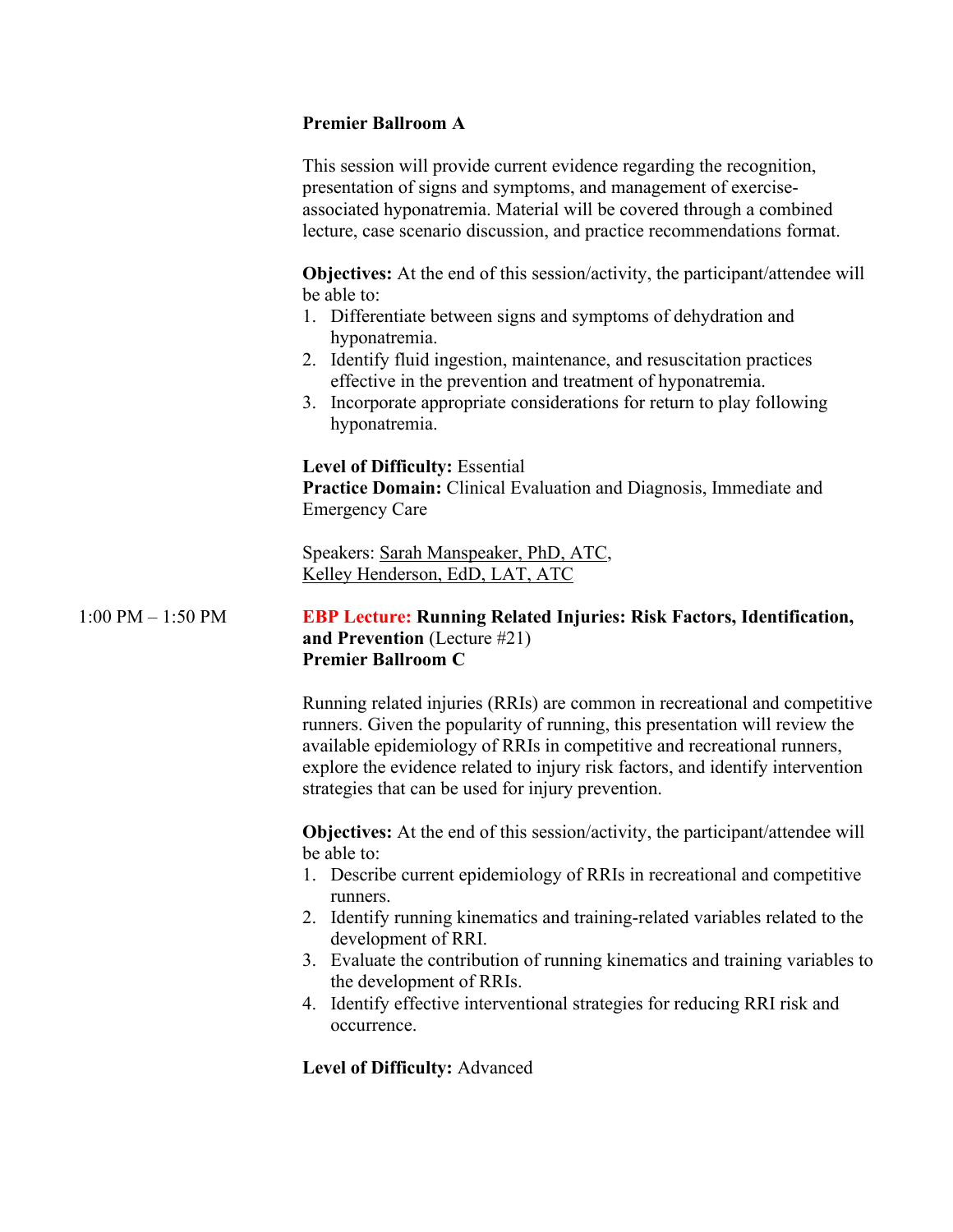**Premier Ballroom A**

This session will provide current evidence regarding the recognition, presentation of signs and symptoms, and management of exercise-associated hyponatremia. Material will be covered through a combined lecture, case scenario discussion, and practice recommendations format.

**Objectives:** At the end of this session/activity, the participant/attendee will be able to:

1. Differentiate between signs and symptoms of dehydration and hyponatremia.
2. Identify fluid ingestion, maintenance, and resuscitation practices effective in the prevention and treatment of hyponatremia.
3. Incorporate appropriate considerations for return to play following hyponatremia.

**Level of Difficulty:** Essential
**Practice Domain:** Clinical Evaluation and Diagnosis, Immediate and Emergency Care

Speakers: Sarah Manspeaker, PhD, ATC,
Kelley Henderson, EdD, LAT, ATC

1:00 PM – 1:50 PM

**EBP Lecture: Running Related Injuries: Risk Factors, Identification, and Prevention** (Lecture #21)
**Premier Ballroom C**

Running related injuries (RRIs) are common in recreational and competitive runners. Given the popularity of running, this presentation will review the available epidemiology of RRIs in competitive and recreational runners, explore the evidence related to injury risk factors, and identify intervention strategies that can be used for injury prevention.

**Objectives:** At the end of this session/activity, the participant/attendee will be able to:

1. Describe current epidemiology of RRIs in recreational and competitive runners.
2. Identify running kinematics and training-related variables related to the development of RRI.
3. Evaluate the contribution of running kinematics and training variables to the development of RRIs.
4. Identify effective interventional strategies for reducing RRI risk and occurrence.

**Level of Difficulty:** Advanced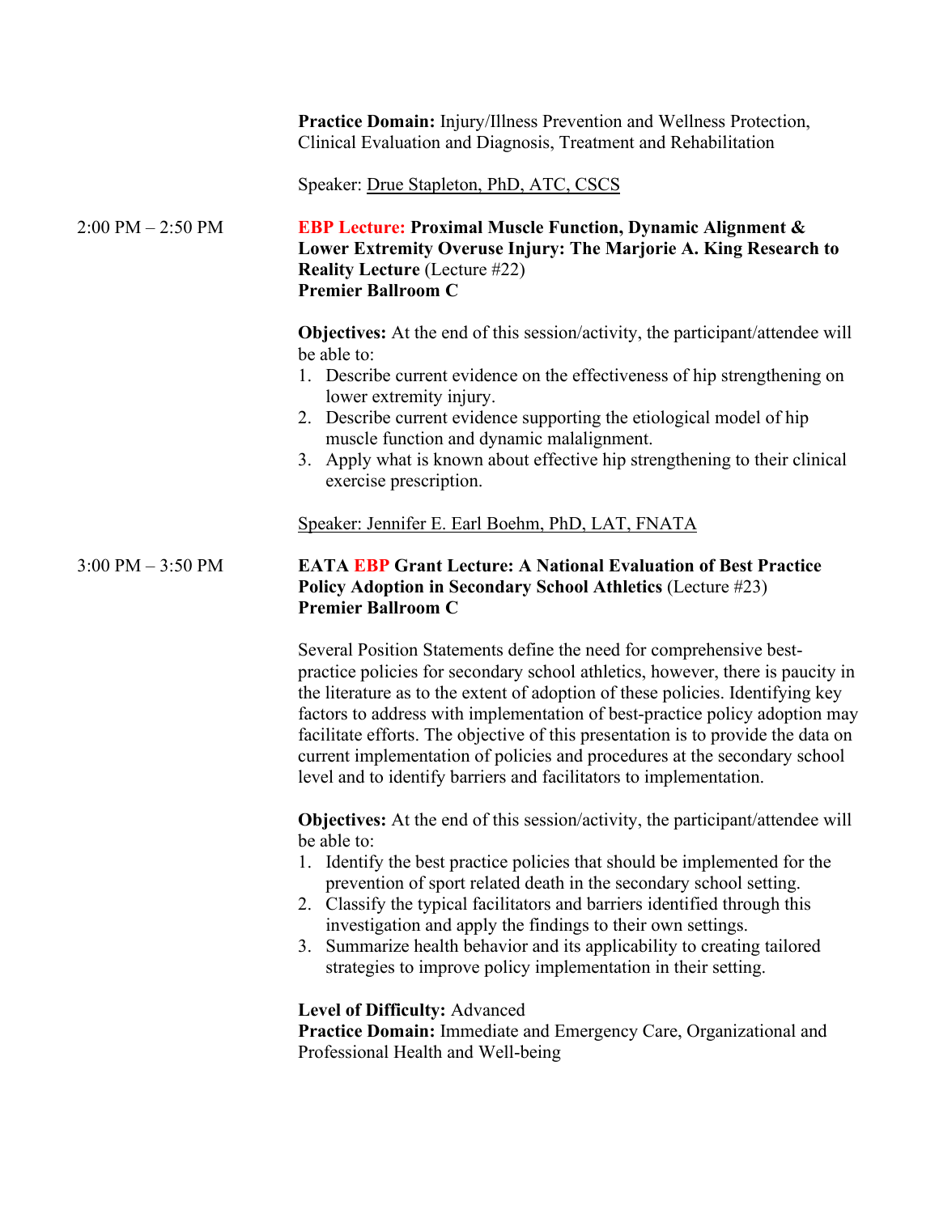**Practice Domain:** Injury/Illness Prevention and Wellness Protection, Clinical Evaluation and Diagnosis, Treatment and Rehabilitation

Speaker: Drue Stapleton, PhD, ATC, CSCS

2:00 PM – 2:50 PM

**EBP Lecture: Proximal Muscle Function, Dynamic Alignment & Lower Extremity Overuse Injury: The Marjorie A. King Research to Reality Lecture** (Lecture #22)
**Premier Ballroom C**

**Objectives:** At the end of this session/activity, the participant/attendee will be able to:

1. Describe current evidence on the effectiveness of hip strengthening on lower extremity injury.
2. Describe current evidence supporting the etiological model of hip muscle function and dynamic malalignment.
3. Apply what is known about effective hip strengthening to their clinical exercise prescription.

Speaker: Jennifer E. Earl Boehm, PhD, LAT, FNATA

3:00 PM – 3:50 PM

**EATA EBP Grant Lecture: A National Evaluation of Best Practice Policy Adoption in Secondary School Athletics** (Lecture #23)
**Premier Ballroom C**

Several Position Statements define the need for comprehensive best-practice policies for secondary school athletics, however, there is paucity in the literature as to the extent of adoption of these policies. Identifying key factors to address with implementation of best-practice policy adoption may facilitate efforts. The objective of this presentation is to provide the data on current implementation of policies and procedures at the secondary school level and to identify barriers and facilitators to implementation.

**Objectives:** At the end of this session/activity, the participant/attendee will be able to:

1. Identify the best practice policies that should be implemented for the prevention of sport related death in the secondary school setting.
2. Classify the typical facilitators and barriers identified through this investigation and apply the findings to their own settings.
3. Summarize health behavior and its applicability to creating tailored strategies to improve policy implementation in their setting.

**Level of Difficulty:** Advanced
**Practice Domain:** Immediate and Emergency Care, Organizational and Professional Health and Well-being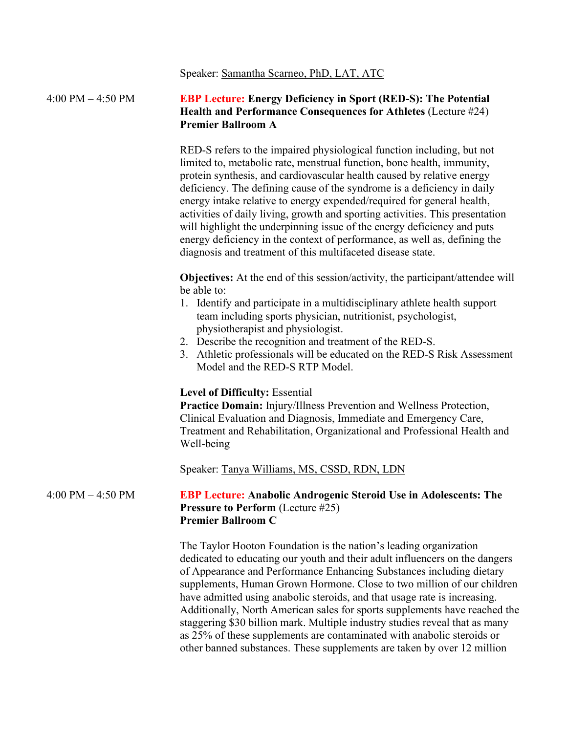Speaker: Samantha Scarneo, PhD, LAT, ATC

4:00 PM – 4:50 PM

**EBP Lecture: Energy Deficiency in Sport (RED-S): The Potential Health and Performance Consequences for Athletes** (Lecture #24)
**Premier Ballroom A**

RED-S refers to the impaired physiological function including, but not limited to, metabolic rate, menstrual function, bone health, immunity, protein synthesis, and cardiovascular health caused by relative energy deficiency. The defining cause of the syndrome is a deficiency in daily energy intake relative to energy expended/required for general health, activities of daily living, growth and sporting activities. This presentation will highlight the underpinning issue of the energy deficiency and puts energy deficiency in the context of performance, as well as, defining the diagnosis and treatment of this multifaceted disease state.

**Objectives:** At the end of this session/activity, the participant/attendee will be able to:

1. Identify and participate in a multidisciplinary athlete health support team including sports physician, nutritionist, psychologist, physiotherapist and physiologist.
2. Describe the recognition and treatment of the RED-S.
3. Athletic professionals will be educated on the RED-S Risk Assessment Model and the RED-S RTP Model.

**Level of Difficulty:** Essential
**Practice Domain:** Injury/Illness Prevention and Wellness Protection, Clinical Evaluation and Diagnosis, Immediate and Emergency Care, Treatment and Rehabilitation, Organizational and Professional Health and Well-being

Speaker: Tanya Williams, MS, CSSD, RDN, LDN

4:00 PM – 4:50 PM

**EBP Lecture: Anabolic Androgenic Steroid Use in Adolescents: The Pressure to Perform** (Lecture #25)
**Premier Ballroom C**

The Taylor Hooton Foundation is the nation's leading organization dedicated to educating our youth and their adult influencers on the dangers of Appearance and Performance Enhancing Substances including dietary supplements, Human Grown Hormone. Close to two million of our children have admitted using anabolic steroids, and that usage rate is increasing. Additionally, North American sales for sports supplements have reached the staggering $30 billion mark. Multiple industry studies reveal that as many as 25% of these supplements are contaminated with anabolic steroids or other banned substances. These supplements are taken by over 12 million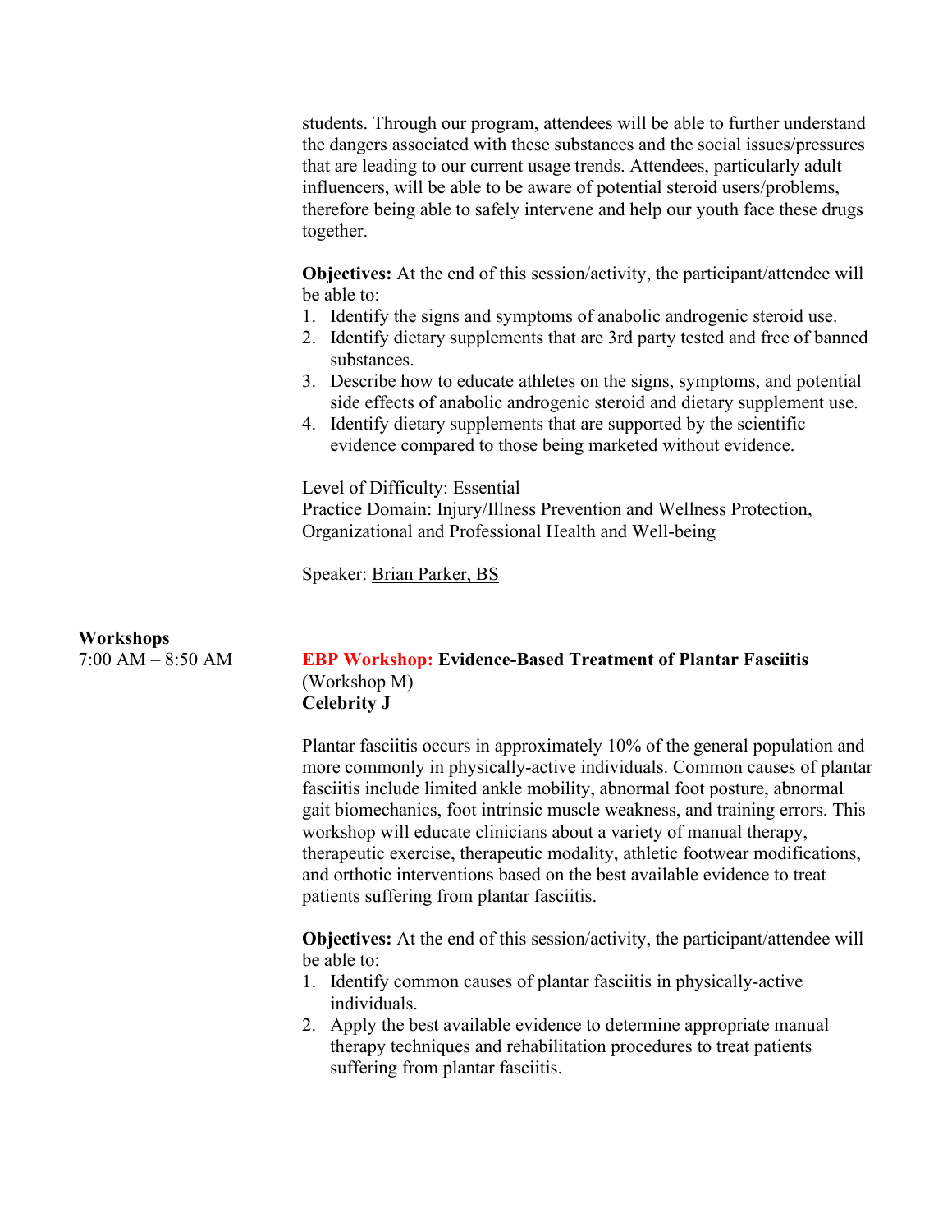students. Through our program, attendees will be able to further understand the dangers associated with these substances and the social issues/pressures that are leading to our current usage trends. Attendees, particularly adult influencers, will be able to be aware of potential steroid users/problems, therefore being able to safely intervene and help our youth face these drugs together.

**Objectives:** At the end of this session/activity, the participant/attendee will be able to:

1. Identify the signs and symptoms of anabolic androgenic steroid use.
2. Identify dietary supplements that are 3rd party tested and free of banned substances.
3. Describe how to educate athletes on the signs, symptoms, and potential side effects of anabolic androgenic steroid and dietary supplement use.
4. Identify dietary supplements that are supported by the scientific evidence compared to those being marketed without evidence.

Level of Difficulty: Essential
Practice Domain: Injury/Illness Prevention and Wellness Protection, Organizational and Professional Health and Well-being

Speaker: Brian Parker, BS

**Workshops**

7:00 AM – 8:50 AM

**EBP Workshop: Evidence-Based Treatment of Plantar Fasciitis**
(Workshop M)
**Celebrity J**

Plantar fasciitis occurs in approximately 10% of the general population and more commonly in physically-active individuals. Common causes of plantar fasciitis include limited ankle mobility, abnormal foot posture, abnormal gait biomechanics, foot intrinsic muscle weakness, and training errors. This workshop will educate clinicians about a variety of manual therapy, therapeutic exercise, therapeutic modality, athletic footwear modifications, and orthotic interventions based on the best available evidence to treat patients suffering from plantar fasciitis.

**Objectives:** At the end of this session/activity, the participant/attendee will be able to:

1. Identify common causes of plantar fasciitis in physically-active individuals.
2. Apply the best available evidence to determine appropriate manual therapy techniques and rehabilitation procedures to treat patients suffering from plantar fasciitis.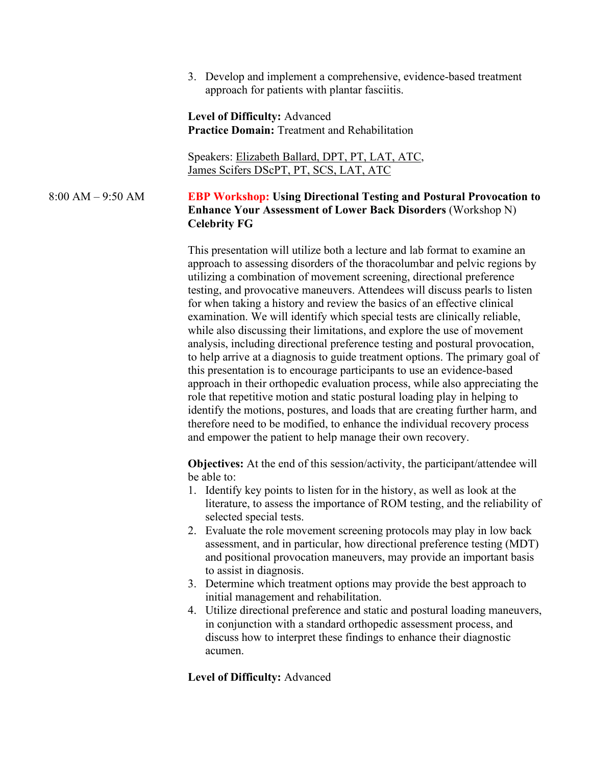3. Develop and implement a comprehensive, evidence-based treatment approach for patients with plantar fasciitis.

**Level of Difficulty:** Advanced
**Practice Domain:** Treatment and Rehabilitation

Speakers: Elizabeth Ballard, DPT, PT, LAT, ATC, James Scifers DScPT, PT, SCS, LAT, ATC

8:00 AM – 9:50 AM

**EBP Workshop: Using Directional Testing and Postural Provocation to Enhance Your Assessment of Lower Back Disorders** (Workshop N)
**Celebrity FG**

This presentation will utilize both a lecture and lab format to examine an approach to assessing disorders of the thoracolumbar and pelvic regions by utilizing a combination of movement screening, directional preference testing, and provocative maneuvers. Attendees will discuss pearls to listen for when taking a history and review the basics of an effective clinical examination. We will identify which special tests are clinically reliable, while also discussing their limitations, and explore the use of movement analysis, including directional preference testing and postural provocation, to help arrive at a diagnosis to guide treatment options. The primary goal of this presentation is to encourage participants to use an evidence-based approach in their orthopedic evaluation process, while also appreciating the role that repetitive motion and static postural loading play in helping to identify the motions, postures, and loads that are creating further harm, and therefore need to be modified, to enhance the individual recovery process and empower the patient to help manage their own recovery.

**Objectives:** At the end of this session/activity, the participant/attendee will be able to:

1. Identify key points to listen for in the history, as well as look at the literature, to assess the importance of ROM testing, and the reliability of selected special tests.
2. Evaluate the role movement screening protocols may play in low back assessment, and in particular, how directional preference testing (MDT) and positional provocation maneuvers, may provide an important basis to assist in diagnosis.
3. Determine which treatment options may provide the best approach to initial management and rehabilitation.
4. Utilize directional preference and static and postural loading maneuvers, in conjunction with a standard orthopedic assessment process, and discuss how to interpret these findings to enhance their diagnostic acumen.

**Level of Difficulty:** Advanced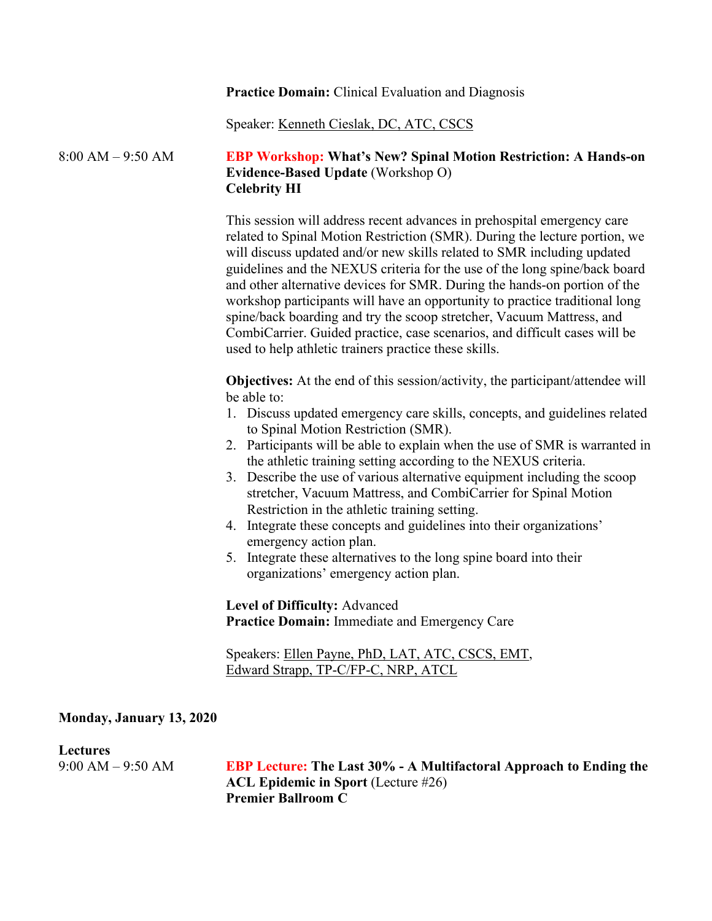**Practice Domain:** Clinical Evaluation and Diagnosis

Speaker: Kenneth Cieslak, DC, ATC, CSCS

8:00 AM – 9:50 AM

**EBP Workshop: What's New? Spinal Motion Restriction: A Hands-on Evidence-Based Update** (Workshop O)
**Celebrity HI**

This session will address recent advances in prehospital emergency care related to Spinal Motion Restriction (SMR). During the lecture portion, we will discuss updated and/or new skills related to SMR including updated guidelines and the NEXUS criteria for the use of the long spine/back board and other alternative devices for SMR. During the hands-on portion of the workshop participants will have an opportunity to practice traditional long spine/back boarding and try the scoop stretcher, Vacuum Mattress, and CombiCarrier. Guided practice, case scenarios, and difficult cases will be used to help athletic trainers practice these skills.

**Objectives:** At the end of this session/activity, the participant/attendee will be able to:

1. Discuss updated emergency care skills, concepts, and guidelines related to Spinal Motion Restriction (SMR).
2. Participants will be able to explain when the use of SMR is warranted in the athletic training setting according to the NEXUS criteria.
3. Describe the use of various alternative equipment including the scoop stretcher, Vacuum Mattress, and CombiCarrier for Spinal Motion Restriction in the athletic training setting.
4. Integrate these concepts and guidelines into their organizations' emergency action plan.
5. Integrate these alternatives to the long spine board into their organizations' emergency action plan.

**Level of Difficulty:** Advanced
**Practice Domain:** Immediate and Emergency Care

Speakers: Ellen Payne, PhD, LAT, ATC, CSCS, EMT, Edward Strapp, TP-C/FP-C, NRP, ATCL

**Monday, January 13, 2020**

**Lectures**

9:00 AM – 9:50 AM

**EBP Lecture: The Last 30% - A Multifactoral Approach to Ending the ACL Epidemic in Sport** (Lecture #26)
**Premier Ballroom C**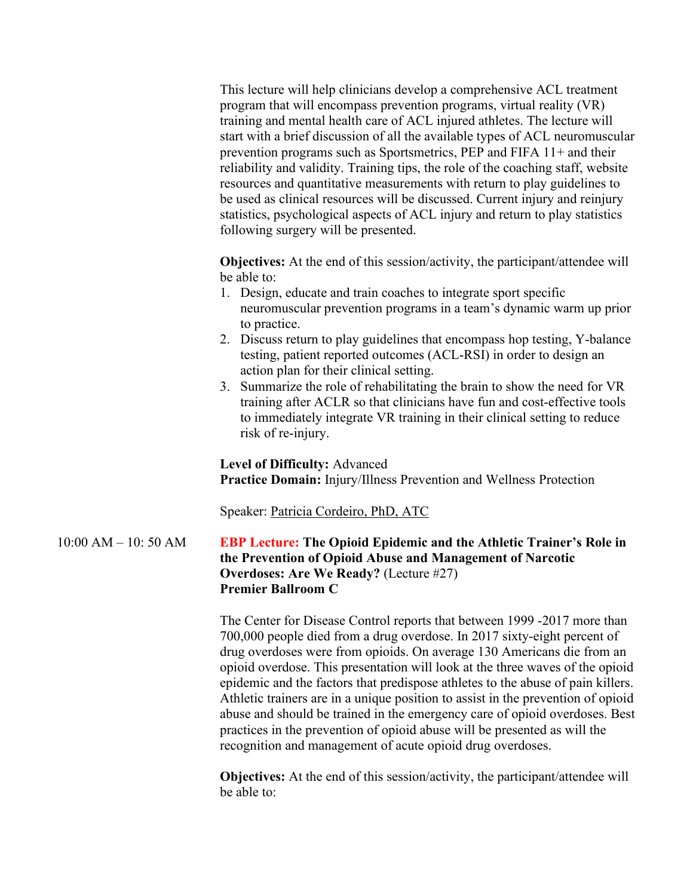This lecture will help clinicians develop a comprehensive ACL treatment program that will encompass prevention programs, virtual reality (VR) training and mental health care of ACL injured athletes. The lecture will start with a brief discussion of all the available types of ACL neuromuscular prevention programs such as Sportsmetrics, PEP and FIFA 11+ and their reliability and validity. Training tips, the role of the coaching staff, website resources and quantitative measurements with return to play guidelines to be used as clinical resources will be discussed. Current injury and reinjury statistics, psychological aspects of ACL injury and return to play statistics following surgery will be presented.

**Objectives:** At the end of this session/activity, the participant/attendee will be able to:

1. Design, educate and train coaches to integrate sport specific neuromuscular prevention programs in a team's dynamic warm up prior to practice.
2. Discuss return to play guidelines that encompass hop testing, Y-balance testing, patient reported outcomes (ACL-RSI) in order to design an action plan for their clinical setting.
3. Summarize the role of rehabilitating the brain to show the need for VR training after ACLR so that clinicians have fun and cost-effective tools to immediately integrate VR training in their clinical setting to reduce risk of re-injury.

**Level of Difficulty:** Advanced
**Practice Domain:** Injury/Illness Prevention and Wellness Protection

Speaker: Patricia Cordeiro, PhD, ATC

10:00 AM – 10: 50 AM

**EBP Lecture: The Opioid Epidemic and the Athletic Trainer's Role in the Prevention of Opioid Abuse and Management of Narcotic Overdoses: Are We Ready?** (Lecture #27)
**Premier Ballroom C**

The Center for Disease Control reports that between 1999 -2017 more than 700,000 people died from a drug overdose. In 2017 sixty-eight percent of drug overdoses were from opioids. On average 130 Americans die from an opioid overdose. This presentation will look at the three waves of the opioid epidemic and the factors that predispose athletes to the abuse of pain killers. Athletic trainers are in a unique position to assist in the prevention of opioid abuse and should be trained in the emergency care of opioid overdoses. Best practices in the prevention of opioid abuse will be presented as will the recognition and management of acute opioid drug overdoses.

**Objectives:** At the end of this session/activity, the participant/attendee will be able to: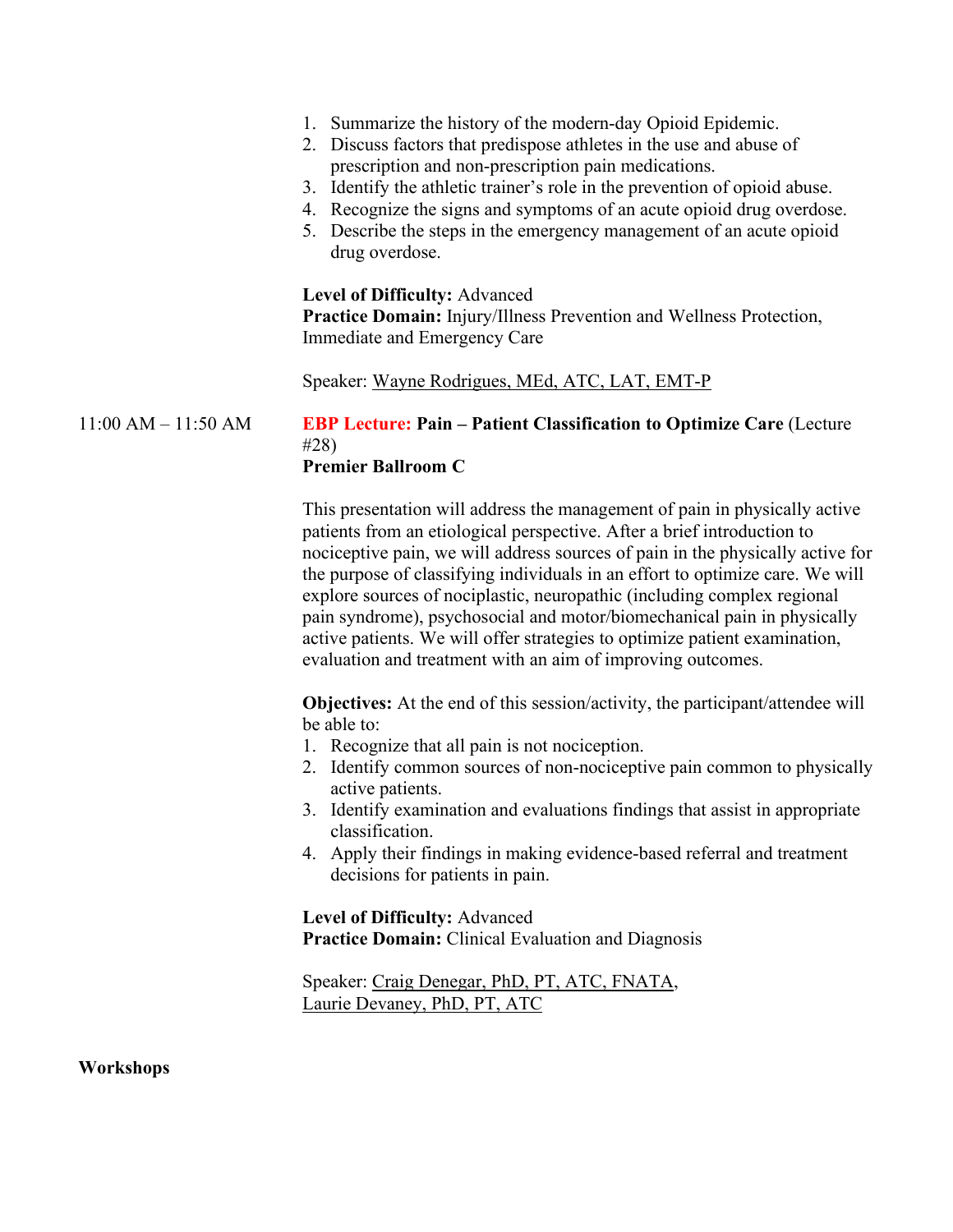1. Summarize the history of the modern-day Opioid Epidemic.
2. Discuss factors that predispose athletes in the use and abuse of prescription and non-prescription pain medications.
3. Identify the athletic trainer's role in the prevention of opioid abuse.
4. Recognize the signs and symptoms of an acute opioid drug overdose.
5. Describe the steps in the emergency management of an acute opioid drug overdose.

**Level of Difficulty:** Advanced
**Practice Domain:** Injury/Illness Prevention and Wellness Protection, Immediate and Emergency Care

Speaker: Wayne Rodrigues, MEd, ATC, LAT, EMT-P

11:00 AM – 11:50 AM

**EBP Lecture: Pain – Patient Classification to Optimize Care** (Lecture #28)
**Premier Ballroom C**

This presentation will address the management of pain in physically active patients from an etiological perspective. After a brief introduction to nociceptive pain, we will address sources of pain in the physically active for the purpose of classifying individuals in an effort to optimize care. We will explore sources of nociplastic, neuropathic (including complex regional pain syndrome), psychosocial and motor/biomechanical pain in physically active patients. We will offer strategies to optimize patient examination, evaluation and treatment with an aim of improving outcomes.

**Objectives:** At the end of this session/activity, the participant/attendee will be able to:

1. Recognize that all pain is not nociception.
2. Identify common sources of non-nociceptive pain common to physically active patients.
3. Identify examination and evaluations findings that assist in appropriate classification.
4. Apply their findings in making evidence-based referral and treatment decisions for patients in pain.

**Level of Difficulty:** Advanced
**Practice Domain:** Clinical Evaluation and Diagnosis

Speaker: Craig Denegar, PhD, PT, ATC, FNATA, Laurie Devaney, PhD, PT, ATC

**Workshops**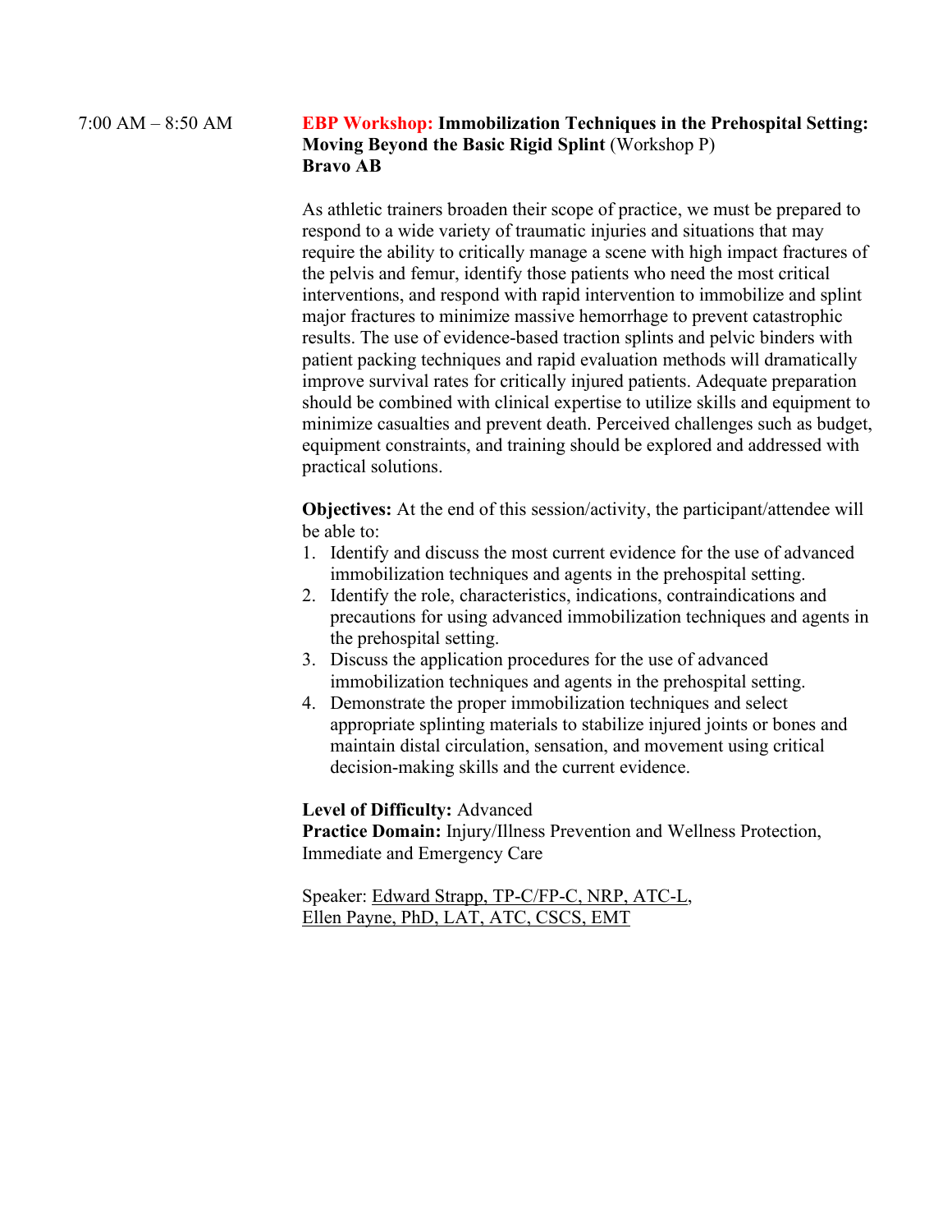7:00 AM – 8:50 AM

**EBP Workshop: Immobilization Techniques in the Prehospital Setting: Moving Beyond the Basic Rigid Splint** (Workshop P)
**Bravo AB**

As athletic trainers broaden their scope of practice, we must be prepared to respond to a wide variety of traumatic injuries and situations that may require the ability to critically manage a scene with high impact fractures of the pelvis and femur, identify those patients who need the most critical interventions, and respond with rapid intervention to immobilize and splint major fractures to minimize massive hemorrhage to prevent catastrophic results. The use of evidence-based traction splints and pelvic binders with patient packing techniques and rapid evaluation methods will dramatically improve survival rates for critically injured patients. Adequate preparation should be combined with clinical expertise to utilize skills and equipment to minimize casualties and prevent death. Perceived challenges such as budget, equipment constraints, and training should be explored and addressed with practical solutions.

**Objectives:** At the end of this session/activity, the participant/attendee will be able to:

1. Identify and discuss the most current evidence for the use of advanced immobilization techniques and agents in the prehospital setting.
2. Identify the role, characteristics, indications, contraindications and precautions for using advanced immobilization techniques and agents in the prehospital setting.
3. Discuss the application procedures for the use of advanced immobilization techniques and agents in the prehospital setting.
4. Demonstrate the proper immobilization techniques and select appropriate splinting materials to stabilize injured joints or bones and maintain distal circulation, sensation, and movement using critical decision-making skills and the current evidence.

**Level of Difficulty:** Advanced
**Practice Domain:** Injury/Illness Prevention and Wellness Protection, Immediate and Emergency Care

Speaker: Edward Strapp, TP-C/FP-C, NRP, ATC-L,
Ellen Payne, PhD, LAT, ATC, CSCS, EMT